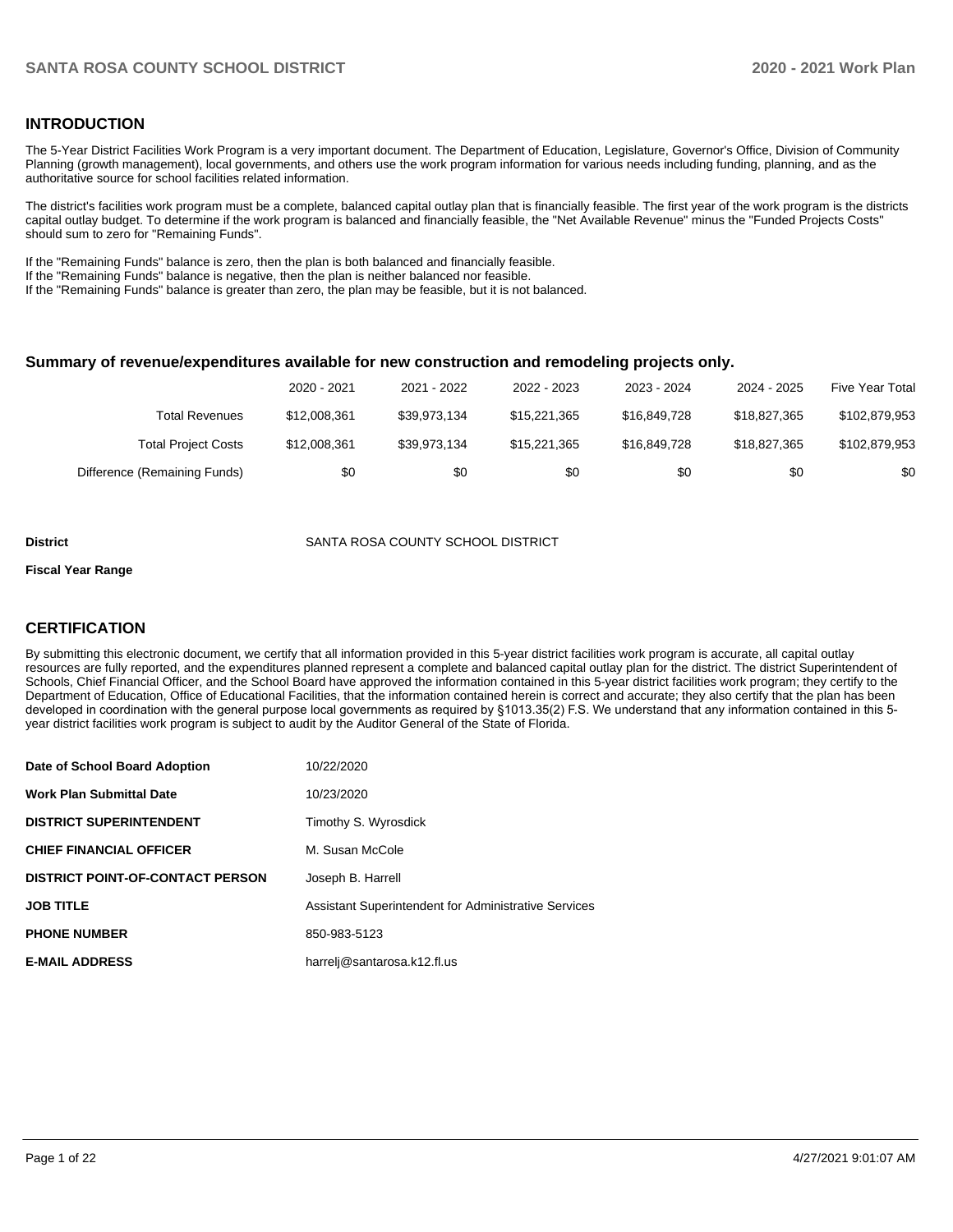## INTRODUCTION

The 5-Year District Facilities Work Program is a very important document. The Department of Education, Legislature, Governor's Office, Division of Community Planning (growth management), local governments, and others use the work program information for various needs including funding, planning, and as the authoritative source for school facilities related information.

The district's facilities work program must be a complete, balanced capital outlay plan that is financially feasible. The first year of the work program is the districts capital outlay budget. To determine if the work program is balanced and financially feasible, the "Net Available Revenue" minus the "Funded Projects Costs" should sum to zero for "Remaining Funds".

If the "Remaining Funds" balance is zero, then the plan is both balanced and financially feasible.
If the "Remaining Funds" balance is negative, then the plan is neither balanced nor feasible.
If the "Remaining Funds" balance is greater than zero, the plan may be feasible, but it is not balanced.

### Summary of revenue/expenditures available for new construction and remodeling projects only.

| | 2020 - 2021 | 2021 - 2022 | 2022 - 2023 | 2023 - 2024 | 2024 - 2025 | Five Year Total |
|---|---|---|---|---|---|---|
| Total Revenues | $12,008,361 | $39,973,134 | $15,221,365 | $16,849,728 | $18,827,365 | $102,879,953 |
| Total Project Costs | $12,008,361 | $39,973,134 | $15,221,365 | $16,849,728 | $18,827,365 | $102,879,953 |
| Difference (Remaining Funds) | $0 | $0 | $0 | $0 | $0 | $0 |

**District** SANTA ROSA COUNTY SCHOOL DISTRICT

**Fiscal Year Range**

## CERTIFICATION

By submitting this electronic document, we certify that all information provided in this 5-year district facilities work program is accurate, all capital outlay resources are fully reported, and the expenditures planned represent a complete and balanced capital outlay plan for the district. The district Superintendent of Schools, Chief Financial Officer, and the School Board have approved the information contained in this 5-year district facilities work program; they certify to the Department of Education, Office of Educational Facilities, that the information contained herein is correct and accurate; they also certify that the plan has been developed in coordination with the general purpose local governments as required by §1013.35(2) F.S. We understand that any information contained in this 5-year district facilities work program is subject to audit by the Auditor General of the State of Florida.

| | |
|---|---|
| **Date of School Board Adoption** | 10/22/2020 |
| **Work Plan Submittal Date** | 10/23/2020 |
| **DISTRICT SUPERINTENDENT** | Timothy S. Wyrosdick |
| **CHIEF FINANCIAL OFFICER** | M. Susan McCole |
| **DISTRICT POINT-OF-CONTACT PERSON** | Joseph B. Harrell |
| **JOB TITLE** | Assistant Superintendent for Administrative Services |
| **PHONE NUMBER** | 850-983-5123 |
| **E-MAIL ADDRESS** | harrelj@santarosa.k12.fl.us |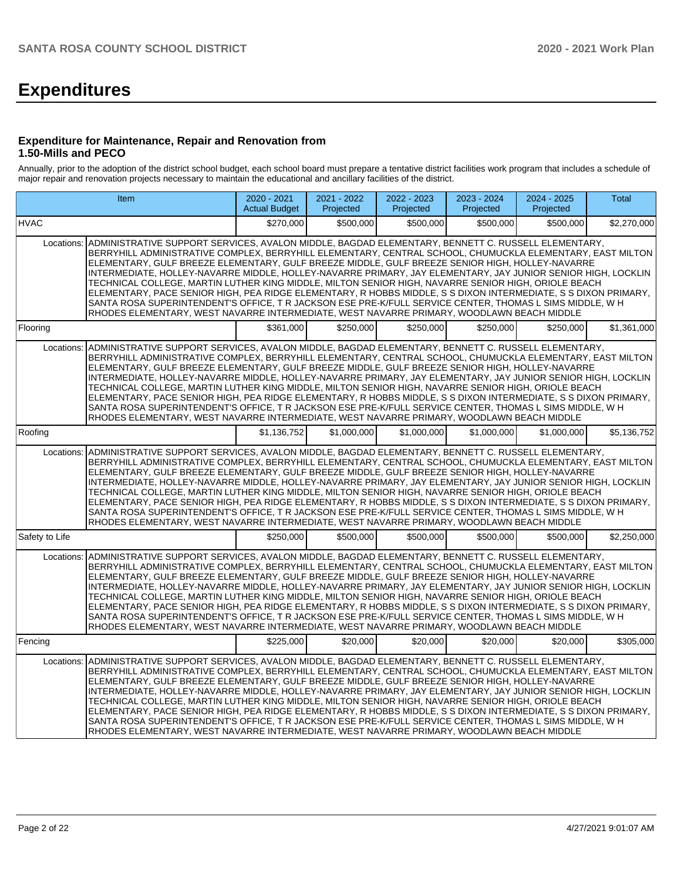# Expenditures

### Expenditure for Maintenance, Repair and Renovation from 1.50-Mills and PECO

Annually, prior to the adoption of the district school budget, each school board must prepare a tentative district facilities work program that includes a schedule of major repair and renovation projects necessary to maintain the educational and ancillary facilities of the district.

| Item | | 2020 - 2021 Actual Budget | 2021 - 2022 Projected | 2022 - 2023 Projected | 2023 - 2024 Projected | 2024 - 2025 Projected | Total |
|---|---|---|---|---|---|---|---|
| HVAC | | $270,000 | $500,000 | $500,000 | $500,000 | $500,000 | $2,270,000 |
| Locations: | ADMINISTRATIVE SUPPORT SERVICES, AVALON MIDDLE, BAGDAD ELEMENTARY, BENNETT C. RUSSELL ELEMENTARY, BERRYHILL ADMINISTRATIVE COMPLEX, BERRYHILL ELEMENTARY, CENTRAL SCHOOL, CHUMUCKLA ELEMENTARY, EAST MILTON ELEMENTARY, GULF BREEZE ELEMENTARY, GULF BREEZE MIDDLE, GULF BREEZE SENIOR HIGH, HOLLEY-NAVARRE INTERMEDIATE, HOLLEY-NAVARRE MIDDLE, HOLLEY-NAVARRE PRIMARY, JAY ELEMENTARY, JAY JUNIOR SENIOR HIGH, LOCKLIN TECHNICAL COLLEGE, MARTIN LUTHER KING MIDDLE, MILTON SENIOR HIGH, NAVARRE SENIOR HIGH, ORIOLE BEACH ELEMENTARY, PACE SENIOR HIGH, PEA RIDGE ELEMENTARY, R HOBBS MIDDLE, S S DIXON INTERMEDIATE, S S DIXON PRIMARY, SANTA ROSA SUPERINTENDENT'S OFFICE, T R JACKSON ESE PRE-K/FULL SERVICE CENTER, THOMAS L SIMS MIDDLE, W H RHODES ELEMENTARY, WEST NAVARRE INTERMEDIATE, WEST NAVARRE PRIMARY, WOODLAWN BEACH MIDDLE | | | | | | |
| Flooring | | $361,000 | $250,000 | $250,000 | $250,000 | $250,000 | $1,361,000 |
| Locations: | ADMINISTRATIVE SUPPORT SERVICES, AVALON MIDDLE, BAGDAD ELEMENTARY, BENNETT C. RUSSELL ELEMENTARY, BERRYHILL ADMINISTRATIVE COMPLEX, BERRYHILL ELEMENTARY, CENTRAL SCHOOL, CHUMUCKLA ELEMENTARY, EAST MILTON ELEMENTARY, GULF BREEZE ELEMENTARY, GULF BREEZE MIDDLE, GULF BREEZE SENIOR HIGH, HOLLEY-NAVARRE INTERMEDIATE, HOLLEY-NAVARRE MIDDLE, HOLLEY-NAVARRE PRIMARY, JAY ELEMENTARY, JAY JUNIOR SENIOR HIGH, LOCKLIN TECHNICAL COLLEGE, MARTIN LUTHER KING MIDDLE, MILTON SENIOR HIGH, NAVARRE SENIOR HIGH, ORIOLE BEACH ELEMENTARY, PACE SENIOR HIGH, PEA RIDGE ELEMENTARY, R HOBBS MIDDLE, S S DIXON INTERMEDIATE, S S DIXON PRIMARY, SANTA ROSA SUPERINTENDENT'S OFFICE, T R JACKSON ESE PRE-K/FULL SERVICE CENTER, THOMAS L SIMS MIDDLE, W H RHODES ELEMENTARY, WEST NAVARRE INTERMEDIATE, WEST NAVARRE PRIMARY, WOODLAWN BEACH MIDDLE | | | | | | |
| Roofing | | $1,136,752 | $1,000,000 | $1,000,000 | $1,000,000 | $1,000,000 | $5,136,752 |
| Locations: | ADMINISTRATIVE SUPPORT SERVICES, AVALON MIDDLE, BAGDAD ELEMENTARY, BENNETT C. RUSSELL ELEMENTARY, BERRYHILL ADMINISTRATIVE COMPLEX, BERRYHILL ELEMENTARY, CENTRAL SCHOOL, CHUMUCKLA ELEMENTARY, EAST MILTON ELEMENTARY, GULF BREEZE ELEMENTARY, GULF BREEZE MIDDLE, GULF BREEZE SENIOR HIGH, HOLLEY-NAVARRE INTERMEDIATE, HOLLEY-NAVARRE MIDDLE, HOLLEY-NAVARRE PRIMARY, JAY ELEMENTARY, JAY JUNIOR SENIOR HIGH, LOCKLIN TECHNICAL COLLEGE, MARTIN LUTHER KING MIDDLE, MILTON SENIOR HIGH, NAVARRE SENIOR HIGH, ORIOLE BEACH ELEMENTARY, PACE SENIOR HIGH, PEA RIDGE ELEMENTARY, R HOBBS MIDDLE, S S DIXON INTERMEDIATE, S S DIXON PRIMARY, SANTA ROSA SUPERINTENDENT'S OFFICE, T R JACKSON ESE PRE-K/FULL SERVICE CENTER, THOMAS L SIMS MIDDLE, W H RHODES ELEMENTARY, WEST NAVARRE INTERMEDIATE, WEST NAVARRE PRIMARY, WOODLAWN BEACH MIDDLE | | | | | | |
| Safety to Life | | $250,000 | $500,000 | $500,000 | $500,000 | $500,000 | $2,250,000 |
| Locations: | ADMINISTRATIVE SUPPORT SERVICES, AVALON MIDDLE, BAGDAD ELEMENTARY, BENNETT C. RUSSELL ELEMENTARY, BERRYHILL ADMINISTRATIVE COMPLEX, BERRYHILL ELEMENTARY, CENTRAL SCHOOL, CHUMUCKLA ELEMENTARY, EAST MILTON ELEMENTARY, GULF BREEZE ELEMENTARY, GULF BREEZE MIDDLE, GULF BREEZE SENIOR HIGH, HOLLEY-NAVARRE INTERMEDIATE, HOLLEY-NAVARRE MIDDLE, HOLLEY-NAVARRE PRIMARY, JAY ELEMENTARY, JAY JUNIOR SENIOR HIGH, LOCKLIN TECHNICAL COLLEGE, MARTIN LUTHER KING MIDDLE, MILTON SENIOR HIGH, NAVARRE SENIOR HIGH, ORIOLE BEACH ELEMENTARY, PACE SENIOR HIGH, PEA RIDGE ELEMENTARY, R HOBBS MIDDLE, S S DIXON INTERMEDIATE, S S DIXON PRIMARY, SANTA ROSA SUPERINTENDENT'S OFFICE, T R JACKSON ESE PRE-K/FULL SERVICE CENTER, THOMAS L SIMS MIDDLE, W H RHODES ELEMENTARY, WEST NAVARRE INTERMEDIATE, WEST NAVARRE PRIMARY, WOODLAWN BEACH MIDDLE | | | | | | |
| Fencing | | $225,000 | $20,000 | $20,000 | $20,000 | $20,000 | $305,000 |
| Locations: | ADMINISTRATIVE SUPPORT SERVICES, AVALON MIDDLE, BAGDAD ELEMENTARY, BENNETT C. RUSSELL ELEMENTARY, BERRYHILL ADMINISTRATIVE COMPLEX, BERRYHILL ELEMENTARY, CENTRAL SCHOOL, CHUMUCKLA ELEMENTARY, EAST MILTON ELEMENTARY, GULF BREEZE ELEMENTARY, GULF BREEZE MIDDLE, GULF BREEZE SENIOR HIGH, HOLLEY-NAVARRE INTERMEDIATE, HOLLEY-NAVARRE MIDDLE, HOLLEY-NAVARRE PRIMARY, JAY ELEMENTARY, JAY JUNIOR SENIOR HIGH, LOCKLIN TECHNICAL COLLEGE, MARTIN LUTHER KING MIDDLE, MILTON SENIOR HIGH, NAVARRE SENIOR HIGH, ORIOLE BEACH ELEMENTARY, PACE SENIOR HIGH, PEA RIDGE ELEMENTARY, R HOBBS MIDDLE, S S DIXON INTERMEDIATE, S S DIXON PRIMARY, SANTA ROSA SUPERINTENDENT'S OFFICE, T R JACKSON ESE PRE-K/FULL SERVICE CENTER, THOMAS L SIMS MIDDLE, W H RHODES ELEMENTARY, WEST NAVARRE INTERMEDIATE, WEST NAVARRE PRIMARY, WOODLAWN BEACH MIDDLE | | | | | | |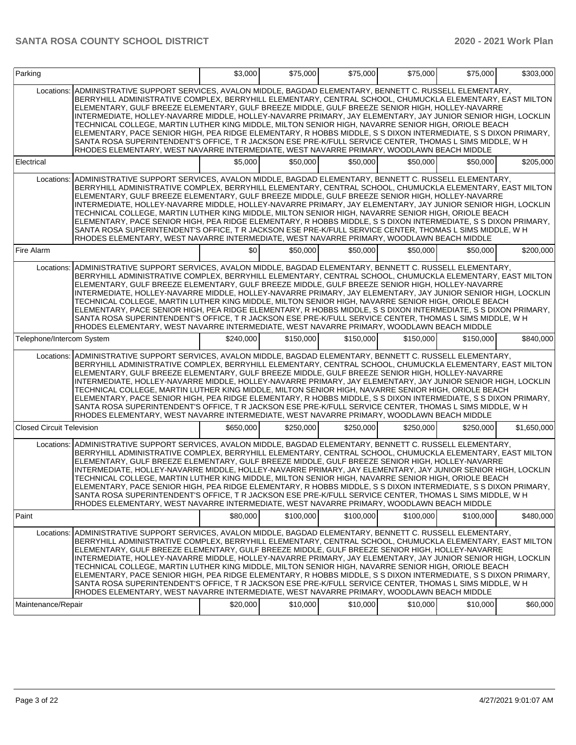| Parking | | $3,000 | $75,000 | $75,000 | $75,000 | $75,000 | $303,000 |
|---|---|---|---|---|---|---|---|
| Locations: | ADMINISTRATIVE SUPPORT SERVICES, AVALON MIDDLE, BAGDAD ELEMENTARY, BENNETT C. RUSSELL ELEMENTARY, BERRYHILL ADMINISTRATIVE COMPLEX, BERRYHILL ELEMENTARY, CENTRAL SCHOOL, CHUMUCKLA ELEMENTARY, EAST MILTON ELEMENTARY, GULF BREEZE ELEMENTARY, GULF BREEZE MIDDLE, GULF BREEZE SENIOR HIGH, HOLLEY-NAVARRE INTERMEDIATE, HOLLEY-NAVARRE MIDDLE, HOLLEY-NAVARRE PRIMARY, JAY ELEMENTARY, JAY JUNIOR SENIOR HIGH, LOCKLIN TECHNICAL COLLEGE, MARTIN LUTHER KING MIDDLE, MILTON SENIOR HIGH, NAVARRE SENIOR HIGH, ORIOLE BEACH ELEMENTARY, PACE SENIOR HIGH, PEA RIDGE ELEMENTARY, R HOBBS MIDDLE, S S DIXON INTERMEDIATE, S S DIXON PRIMARY, SANTA ROSA SUPERINTENDENT'S OFFICE, T R JACKSON ESE PRE-K/FULL SERVICE CENTER, THOMAS L SIMS MIDDLE, W H RHODES ELEMENTARY, WEST NAVARRE INTERMEDIATE, WEST NAVARRE PRIMARY, WOODLAWN BEACH MIDDLE | | | | | | |
| Electrical | | $5,000 | $50,000 | $50,000 | $50,000 | $50,000 | $205,000 |
| Locations: | ADMINISTRATIVE SUPPORT SERVICES, AVALON MIDDLE, BAGDAD ELEMENTARY, BENNETT C. RUSSELL ELEMENTARY, BERRYHILL ADMINISTRATIVE COMPLEX, BERRYHILL ELEMENTARY, CENTRAL SCHOOL, CHUMUCKLA ELEMENTARY, EAST MILTON ELEMENTARY, GULF BREEZE ELEMENTARY, GULF BREEZE MIDDLE, GULF BREEZE SENIOR HIGH, HOLLEY-NAVARRE INTERMEDIATE, HOLLEY-NAVARRE MIDDLE, HOLLEY-NAVARRE PRIMARY, JAY ELEMENTARY, JAY JUNIOR SENIOR HIGH, LOCKLIN TECHNICAL COLLEGE, MARTIN LUTHER KING MIDDLE, MILTON SENIOR HIGH, NAVARRE SENIOR HIGH, ORIOLE BEACH ELEMENTARY, PACE SENIOR HIGH, PEA RIDGE ELEMENTARY, R HOBBS MIDDLE, S S DIXON INTERMEDIATE, S S DIXON PRIMARY, SANTA ROSA SUPERINTENDENT'S OFFICE, T R JACKSON ESE PRE-K/FULL SERVICE CENTER, THOMAS L SIMS MIDDLE, W H RHODES ELEMENTARY, WEST NAVARRE INTERMEDIATE, WEST NAVARRE PRIMARY, WOODLAWN BEACH MIDDLE | | | | | | |
| Fire Alarm | | $0 | $50,000 | $50,000 | $50,000 | $50,000 | $200,000 |
| Locations: | ADMINISTRATIVE SUPPORT SERVICES, AVALON MIDDLE, BAGDAD ELEMENTARY, BENNETT C. RUSSELL ELEMENTARY, BERRYHILL ADMINISTRATIVE COMPLEX, BERRYHILL ELEMENTARY, CENTRAL SCHOOL, CHUMUCKLA ELEMENTARY, EAST MILTON ELEMENTARY, GULF BREEZE ELEMENTARY, GULF BREEZE MIDDLE, GULF BREEZE SENIOR HIGH, HOLLEY-NAVARRE INTERMEDIATE, HOLLEY-NAVARRE MIDDLE, HOLLEY-NAVARRE PRIMARY, JAY ELEMENTARY, JAY JUNIOR SENIOR HIGH, LOCKLIN TECHNICAL COLLEGE, MARTIN LUTHER KING MIDDLE, MILTON SENIOR HIGH, NAVARRE SENIOR HIGH, ORIOLE BEACH ELEMENTARY, PACE SENIOR HIGH, PEA RIDGE ELEMENTARY, R HOBBS MIDDLE, S S DIXON INTERMEDIATE, S S DIXON PRIMARY, SANTA ROSA SUPERINTENDENT'S OFFICE, T R JACKSON ESE PRE-K/FULL SERVICE CENTER, THOMAS L SIMS MIDDLE, W H RHODES ELEMENTARY, WEST NAVARRE INTERMEDIATE, WEST NAVARRE PRIMARY, WOODLAWN BEACH MIDDLE | | | | | | |
| Telephone/Intercom System | | $240,000 | $150,000 | $150,000 | $150,000 | $150,000 | $840,000 |
| Locations: | ADMINISTRATIVE SUPPORT SERVICES, AVALON MIDDLE, BAGDAD ELEMENTARY, BENNETT C. RUSSELL ELEMENTARY, BERRYHILL ADMINISTRATIVE COMPLEX, BERRYHILL ELEMENTARY, CENTRAL SCHOOL, CHUMUCKLA ELEMENTARY, EAST MILTON ELEMENTARY, GULF BREEZE ELEMENTARY, GULF BREEZE MIDDLE, GULF BREEZE SENIOR HIGH, HOLLEY-NAVARRE INTERMEDIATE, HOLLEY-NAVARRE MIDDLE, HOLLEY-NAVARRE PRIMARY, JAY ELEMENTARY, JAY JUNIOR SENIOR HIGH, LOCKLIN TECHNICAL COLLEGE, MARTIN LUTHER KING MIDDLE, MILTON SENIOR HIGH, NAVARRE SENIOR HIGH, ORIOLE BEACH ELEMENTARY, PACE SENIOR HIGH, PEA RIDGE ELEMENTARY, R HOBBS MIDDLE, S S DIXON INTERMEDIATE, S S DIXON PRIMARY, SANTA ROSA SUPERINTENDENT'S OFFICE, T R JACKSON ESE PRE-K/FULL SERVICE CENTER, THOMAS L SIMS MIDDLE, W H RHODES ELEMENTARY, WEST NAVARRE INTERMEDIATE, WEST NAVARRE PRIMARY, WOODLAWN BEACH MIDDLE | | | | | | |
| Closed Circuit Television | | $650,000 | $250,000 | $250,000 | $250,000 | $250,000 | $1,650,000 |
| Locations: | ADMINISTRATIVE SUPPORT SERVICES, AVALON MIDDLE, BAGDAD ELEMENTARY, BENNETT C. RUSSELL ELEMENTARY, BERRYHILL ADMINISTRATIVE COMPLEX, BERRYHILL ELEMENTARY, CENTRAL SCHOOL, CHUMUCKLA ELEMENTARY, EAST MILTON ELEMENTARY, GULF BREEZE ELEMENTARY, GULF BREEZE MIDDLE, GULF BREEZE SENIOR HIGH, HOLLEY-NAVARRE INTERMEDIATE, HOLLEY-NAVARRE MIDDLE, HOLLEY-NAVARRE PRIMARY, JAY ELEMENTARY, JAY JUNIOR SENIOR HIGH, LOCKLIN TECHNICAL COLLEGE, MARTIN LUTHER KING MIDDLE, MILTON SENIOR HIGH, NAVARRE SENIOR HIGH, ORIOLE BEACH ELEMENTARY, PACE SENIOR HIGH, PEA RIDGE ELEMENTARY, R HOBBS MIDDLE, S S DIXON INTERMEDIATE, S S DIXON PRIMARY, SANTA ROSA SUPERINTENDENT'S OFFICE, T R JACKSON ESE PRE-K/FULL SERVICE CENTER, THOMAS L SIMS MIDDLE, W H RHODES ELEMENTARY, WEST NAVARRE INTERMEDIATE, WEST NAVARRE PRIMARY, WOODLAWN BEACH MIDDLE | | | | | | |
| Paint | | $80,000 | $100,000 | $100,000 | $100,000 | $100,000 | $480,000 |
| Locations: | ADMINISTRATIVE SUPPORT SERVICES, AVALON MIDDLE, BAGDAD ELEMENTARY, BENNETT C. RUSSELL ELEMENTARY, BERRYHILL ADMINISTRATIVE COMPLEX, BERRYHILL ELEMENTARY, CENTRAL SCHOOL, CHUMUCKLA ELEMENTARY, EAST MILTON ELEMENTARY, GULF BREEZE ELEMENTARY, GULF BREEZE MIDDLE, GULF BREEZE SENIOR HIGH, HOLLEY-NAVARRE INTERMEDIATE, HOLLEY-NAVARRE MIDDLE, HOLLEY-NAVARRE PRIMARY, JAY ELEMENTARY, JAY JUNIOR SENIOR HIGH, LOCKLIN TECHNICAL COLLEGE, MARTIN LUTHER KING MIDDLE, MILTON SENIOR HIGH, NAVARRE SENIOR HIGH, ORIOLE BEACH ELEMENTARY, PACE SENIOR HIGH, PEA RIDGE ELEMENTARY, R HOBBS MIDDLE, S S DIXON INTERMEDIATE, S S DIXON PRIMARY, SANTA ROSA SUPERINTENDENT'S OFFICE, T R JACKSON ESE PRE-K/FULL SERVICE CENTER, THOMAS L SIMS MIDDLE, W H RHODES ELEMENTARY, WEST NAVARRE INTERMEDIATE, WEST NAVARRE PRIMARY, WOODLAWN BEACH MIDDLE | | | | | | |
| Maintenance/Repair | | $20,000 | $10,000 | $10,000 | $10,000 | $10,000 | $60,000 |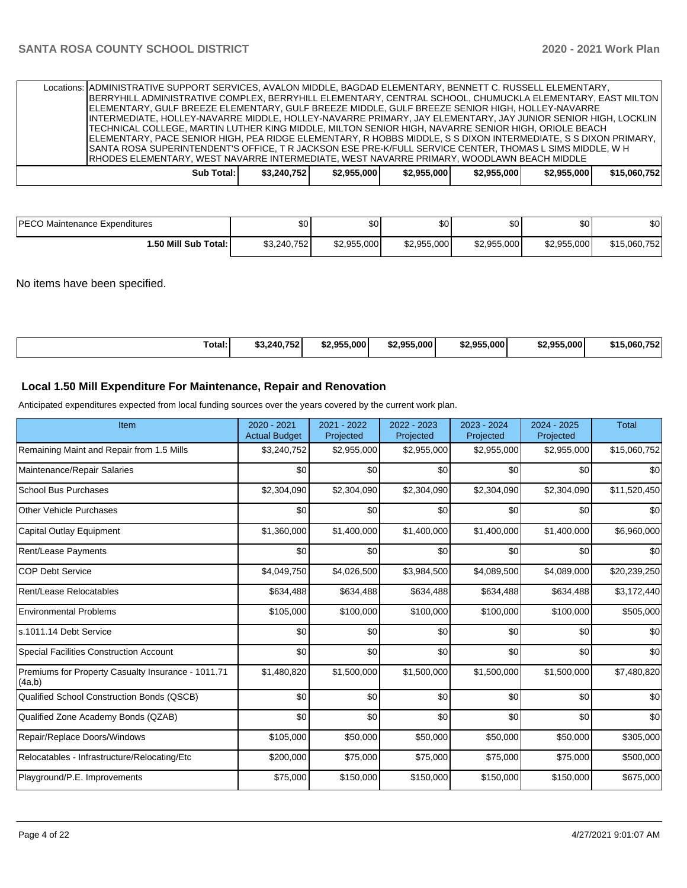| | | | | | | |
|---|---|---|---|---|---|---|
| Locations: | ADMINISTRATIVE SUPPORT SERVICES, AVALON MIDDLE, BAGDAD ELEMENTARY, BENNETT C. RUSSELL ELEMENTARY, BERRYHILL ADMINISTRATIVE COMPLEX, BERRYHILL ELEMENTARY, CENTRAL SCHOOL, CHUMUCKLA ELEMENTARY, EAST MILTON ELEMENTARY, GULF BREEZE ELEMENTARY, GULF BREEZE MIDDLE, GULF BREEZE SENIOR HIGH, HOLLEY-NAVARRE INTERMEDIATE, HOLLEY-NAVARRE MIDDLE, HOLLEY-NAVARRE PRIMARY, JAY ELEMENTARY, JAY JUNIOR SENIOR HIGH, LOCKLIN TECHNICAL COLLEGE, MARTIN LUTHER KING MIDDLE, MILTON SENIOR HIGH, NAVARRE SENIOR HIGH, ORIOLE BEACH ELEMENTARY, PACE SENIOR HIGH, PEA RIDGE ELEMENTARY, R HOBBS MIDDLE, S S DIXON INTERMEDIATE, S S DIXON PRIMARY, SANTA ROSA SUPERINTENDENT'S OFFICE, T R JACKSON ESE PRE-K/FULL SERVICE CENTER, THOMAS L SIMS MIDDLE, W H RHODES ELEMENTARY, WEST NAVARRE INTERMEDIATE, WEST NAVARRE PRIMARY, WOODLAWN BEACH MIDDLE | | | | | |
| **Sub Total:** | **$3,240,752** | **$2,955,000** | **$2,955,000** | **$2,955,000** | **$2,955,000** | **$15,060,752** |

| | | | | | | |
|---|---|---|---|---|---|---|
| PECO Maintenance Expenditures | $0 | $0 | $0 | $0 | $0 | $0 |
| **1.50 Mill Sub Total:** | $3,240,752 | $2,955,000 | $2,955,000 | $2,955,000 | $2,955,000 | $15,060,752 |

No items have been specified.

| | | | | | | |
|---|---|---|---|---|---|---|
| **Total:** | **$3,240,752** | **$2,955,000** | **$2,955,000** | **$2,955,000** | **$2,955,000** | **$15,060,752** |

## Local 1.50 Mill Expenditure For Maintenance, Repair and Renovation

Anticipated expenditures expected from local funding sources over the years covered by the current work plan.

| Item | 2020 - 2021 Actual Budget | 2021 - 2022 Projected | 2022 - 2023 Projected | 2023 - 2024 Projected | 2024 - 2025 Projected | Total |
|---|---|---|---|---|---|---|
| Remaining Maint and Repair from 1.5 Mills | $3,240,752 | $2,955,000 | $2,955,000 | $2,955,000 | $2,955,000 | $15,060,752 |
| Maintenance/Repair Salaries | $0 | $0 | $0 | $0 | $0 | $0 |
| School Bus Purchases | $2,304,090 | $2,304,090 | $2,304,090 | $2,304,090 | $2,304,090 | $11,520,450 |
| Other Vehicle Purchases | $0 | $0 | $0 | $0 | $0 | $0 |
| Capital Outlay Equipment | $1,360,000 | $1,400,000 | $1,400,000 | $1,400,000 | $1,400,000 | $6,960,000 |
| Rent/Lease Payments | $0 | $0 | $0 | $0 | $0 | $0 |
| COP Debt Service | $4,049,750 | $4,026,500 | $3,984,500 | $4,089,500 | $4,089,000 | $20,239,250 |
| Rent/Lease Relocatables | $634,488 | $634,488 | $634,488 | $634,488 | $634,488 | $3,172,440 |
| Environmental Problems | $105,000 | $100,000 | $100,000 | $100,000 | $100,000 | $505,000 |
| s.1011.14 Debt Service | $0 | $0 | $0 | $0 | $0 | $0 |
| Special Facilities Construction Account | $0 | $0 | $0 | $0 | $0 | $0 |
| Premiums for Property Casualty Insurance - 1011.71 (4a,b) | $1,480,820 | $1,500,000 | $1,500,000 | $1,500,000 | $1,500,000 | $7,480,820 |
| Qualified School Construction Bonds (QSCB) | $0 | $0 | $0 | $0 | $0 | $0 |
| Qualified Zone Academy Bonds (QZAB) | $0 | $0 | $0 | $0 | $0 | $0 |
| Repair/Replace Doors/Windows | $105,000 | $50,000 | $50,000 | $50,000 | $50,000 | $305,000 |
| Relocatables - Infrastructure/Relocating/Etc | $200,000 | $75,000 | $75,000 | $75,000 | $75,000 | $500,000 |
| Playground/P.E. Improvements | $75,000 | $150,000 | $150,000 | $150,000 | $150,000 | $675,000 |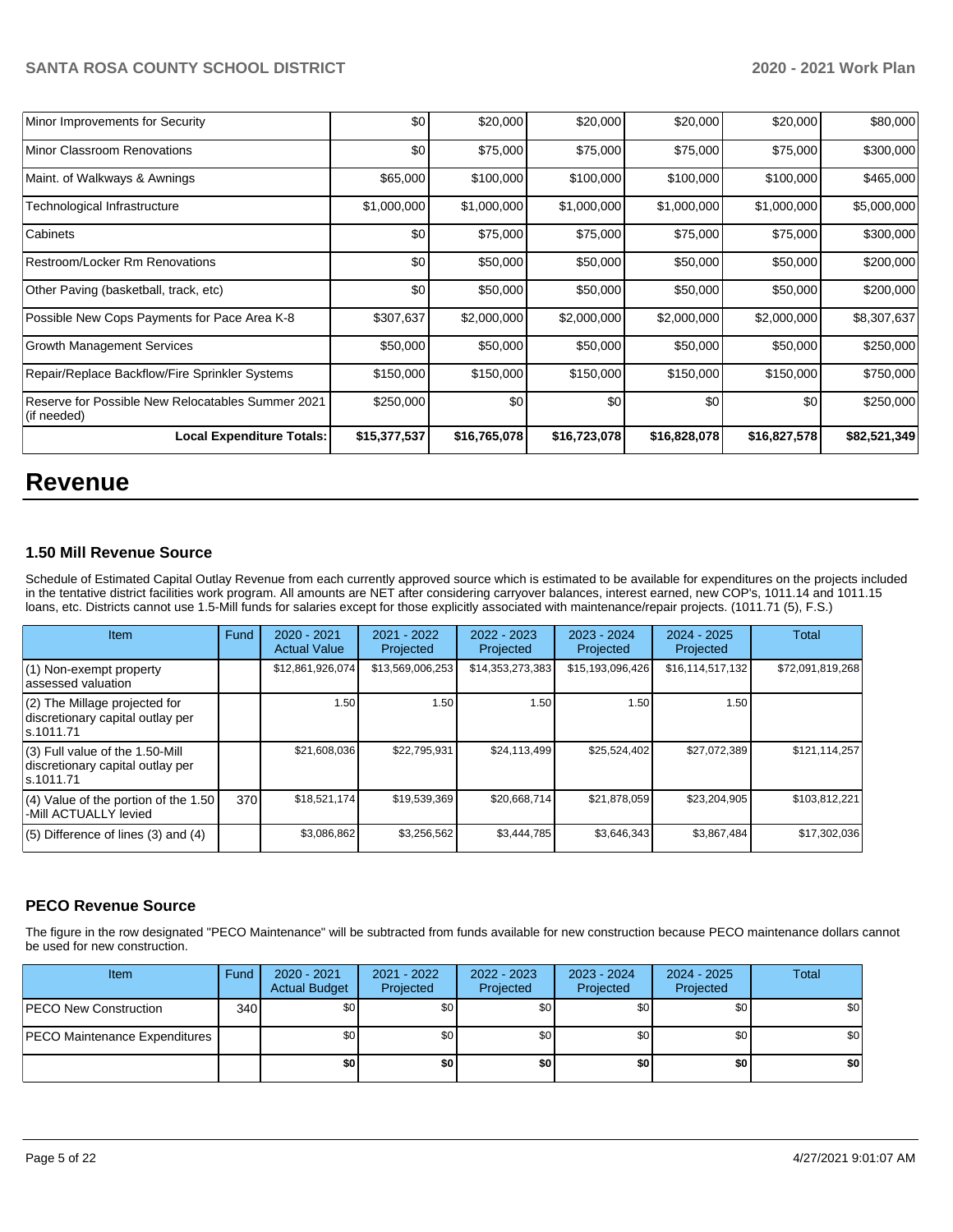| Minor Improvements for Security | $0 | $20,000 | $20,000 | $20,000 | $20,000 | $80,000 |
|---|---|---|---|---|---|---|
| Minor Classroom Renovations | $0 | $75,000 | $75,000 | $75,000 | $75,000 | $300,000 |
| Maint. of Walkways & Awnings | $65,000 | $100,000 | $100,000 | $100,000 | $100,000 | $465,000 |
| Technological Infrastructure | $1,000,000 | $1,000,000 | $1,000,000 | $1,000,000 | $1,000,000 | $5,000,000 |
| Cabinets | $0 | $75,000 | $75,000 | $75,000 | $75,000 | $300,000 |
| Restroom/Locker Rm Renovations | $0 | $50,000 | $50,000 | $50,000 | $50,000 | $200,000 |
| Other Paving (basketball, track, etc) | $0 | $50,000 | $50,000 | $50,000 | $50,000 | $200,000 |
| Possible New Cops Payments for Pace Area K-8 | $307,637 | $2,000,000 | $2,000,000 | $2,000,000 | $2,000,000 | $8,307,637 |
| Growth Management Services | $50,000 | $50,000 | $50,000 | $50,000 | $50,000 | $250,000 |
| Repair/Replace Backflow/Fire Sprinkler Systems | $150,000 | $150,000 | $150,000 | $150,000 | $150,000 | $750,000 |
| Reserve for Possible New Relocatables Summer 2021 (if needed) | $250,000 | $0 | $0 | $0 | $0 | $250,000 |
| **Local Expenditure Totals:** | **$15,377,537** | **$16,765,078** | **$16,723,078** | **$16,828,078** | **$16,827,578** | **$82,521,349** |

# Revenue

### 1.50 Mill Revenue Source

Schedule of Estimated Capital Outlay Revenue from each currently approved source which is estimated to be available for expenditures on the projects included in the tentative district facilities work program. All amounts are NET after considering carryover balances, interest earned, new COP's, 1011.14 and 1011.15 loans, etc. Districts cannot use 1.5-Mill funds for salaries except for those explicitly associated with maintenance/repair projects. (1011.71 (5), F.S.)

| Item | Fund | 2020 - 2021 Actual Value | 2021 - 2022 Projected | 2022 - 2023 Projected | 2023 - 2024 Projected | 2024 - 2025 Projected | Total |
|---|---|---|---|---|---|---|---|
| (1) Non-exempt property assessed valuation | | $12,861,926,074 | $13,569,006,253 | $14,353,273,383 | $15,193,096,426 | $16,114,517,132 | $72,091,819,268 |
| (2) The Millage projected for discretionary capital outlay per s.1011.71 | | 1.50 | 1.50 | 1.50 | 1.50 | 1.50 | |
| (3) Full value of the 1.50-Mill discretionary capital outlay per s.1011.71 | | $21,608,036 | $22,795,931 | $24,113,499 | $25,524,402 | $27,072,389 | $121,114,257 |
| (4) Value of the portion of the 1.50 -Mill ACTUALLY levied | 370 | $18,521,174 | $19,539,369 | $20,668,714 | $21,878,059 | $23,204,905 | $103,812,221 |
| (5) Difference of lines (3) and (4) | | $3,086,862 | $3,256,562 | $3,444,785 | $3,646,343 | $3,867,484 | $17,302,036 |

### PECO Revenue Source

The figure in the row designated "PECO Maintenance" will be subtracted from funds available for new construction because PECO maintenance dollars cannot be used for new construction.

| Item | Fund | 2020 - 2021 Actual Budget | 2021 - 2022 Projected | 2022 - 2023 Projected | 2023 - 2024 Projected | 2024 - 2025 Projected | Total |
|---|---|---|---|---|---|---|---|
| PECO New Construction | 340 | $0 | $0 | $0 | $0 | $0 | $0 |
| PECO Maintenance Expenditures | | $0 | $0 | $0 | $0 | $0 | $0 |
| | | **$0** | **$0** | **$0** | **$0** | **$0** | **$0** |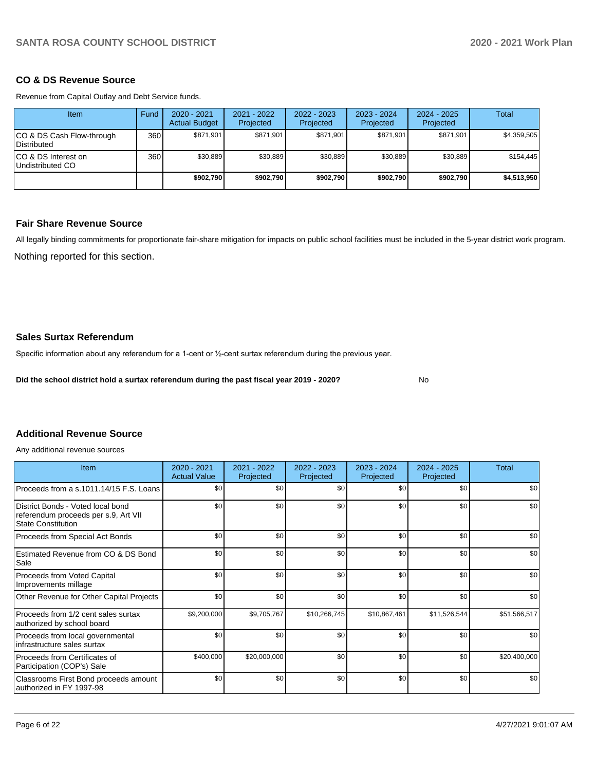## CO & DS Revenue Source

Revenue from Capital Outlay and Debt Service funds.

| Item | Fund | 2020 - 2021 Actual Budget | 2021 - 2022 Projected | 2022 - 2023 Projected | 2023 - 2024 Projected | 2024 - 2025 Projected | Total |
|---|---|---|---|---|---|---|---|
| CO & DS Cash Flow-through Distributed | 360 | $871,901 | $871,901 | $871,901 | $871,901 | $871,901 | $4,359,505 |
| CO & DS Interest on Undistributed CO | 360 | $30,889 | $30,889 | $30,889 | $30,889 | $30,889 | $154,445 |
| | | **$902,790** | **$902,790** | **$902,790** | **$902,790** | **$902,790** | **$4,513,950** |

## Fair Share Revenue Source

All legally binding commitments for proportionate fair-share mitigation for impacts on public school facilities must be included in the 5-year district work program.

Nothing reported for this section.

## Sales Surtax Referendum

Specific information about any referendum for a 1-cent or ½-cent surtax referendum during the previous year.

**Did the school district hold a surtax referendum during the past fiscal year 2019 - 2020?** No

## Additional Revenue Source

Any additional revenue sources

| Item | 2020 - 2021 Actual Value | 2021 - 2022 Projected | 2022 - 2023 Projected | 2023 - 2024 Projected | 2024 - 2025 Projected | Total |
|---|---|---|---|---|---|---|
| Proceeds from a s.1011.14/15 F.S. Loans | $0 | $0 | $0 | $0 | $0 | $0 |
| District Bonds - Voted local bond referendum proceeds per s.9, Art VII State Constitution | $0 | $0 | $0 | $0 | $0 | $0 |
| Proceeds from Special Act Bonds | $0 | $0 | $0 | $0 | $0 | $0 |
| Estimated Revenue from CO & DS Bond Sale | $0 | $0 | $0 | $0 | $0 | $0 |
| Proceeds from Voted Capital Improvements millage | $0 | $0 | $0 | $0 | $0 | $0 |
| Other Revenue for Other Capital Projects | $0 | $0 | $0 | $0 | $0 | $0 |
| Proceeds from 1/2 cent sales surtax authorized by school board | $9,200,000 | $9,705,767 | $10,266,745 | $10,867,461 | $11,526,544 | $51,566,517 |
| Proceeds from local governmental infrastructure sales surtax | $0 | $0 | $0 | $0 | $0 | $0 |
| Proceeds from Certificates of Participation (COP's) Sale | $400,000 | $20,000,000 | $0 | $0 | $0 | $20,400,000 |
| Classrooms First Bond proceeds amount authorized in FY 1997-98 | $0 | $0 | $0 | $0 | $0 | $0 |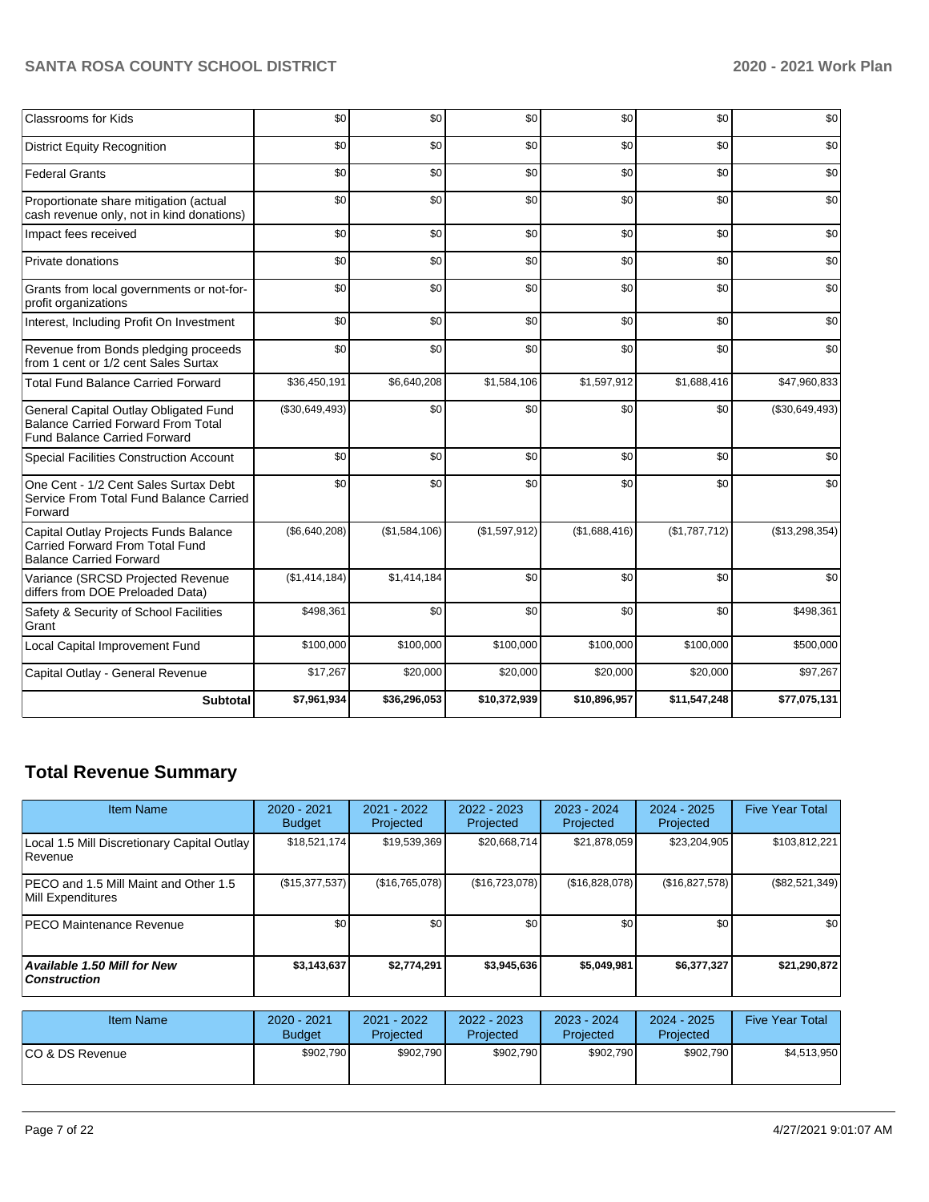| Classrooms for Kids | $0 | $0 | $0 | $0 | $0 | $0 |
|---|---|---|---|---|---|---|
| District Equity Recognition | $0 | $0 | $0 | $0 | $0 | $0 |
| Federal Grants | $0 | $0 | $0 | $0 | $0 | $0 |
| Proportionate share mitigation (actual cash revenue only, not in kind donations) | $0 | $0 | $0 | $0 | $0 | $0 |
| Impact fees received | $0 | $0 | $0 | $0 | $0 | $0 |
| Private donations | $0 | $0 | $0 | $0 | $0 | $0 |
| Grants from local governments or not-for-profit organizations | $0 | $0 | $0 | $0 | $0 | $0 |
| Interest, Including Profit On Investment | $0 | $0 | $0 | $0 | $0 | $0 |
| Revenue from Bonds pledging proceeds from 1 cent or 1/2 cent Sales Surtax | $0 | $0 | $0 | $0 | $0 | $0 |
| Total Fund Balance Carried Forward | $36,450,191 | $6,640,208 | $1,584,106 | $1,597,912 | $1,688,416 | $47,960,833 |
| General Capital Outlay Obligated Fund Balance Carried Forward From Total Fund Balance Carried Forward | ($30,649,493) | $0 | $0 | $0 | $0 | ($30,649,493) |
| Special Facilities Construction Account | $0 | $0 | $0 | $0 | $0 | $0 |
| One Cent - 1/2 Cent Sales Surtax Debt Service From Total Fund Balance Carried Forward | $0 | $0 | $0 | $0 | $0 | $0 |
| Capital Outlay Projects Funds Balance Carried Forward From Total Fund Balance Carried Forward | ($6,640,208) | ($1,584,106) | ($1,597,912) | ($1,688,416) | ($1,787,712) | ($13,298,354) |
| Variance (SRCSD Projected Revenue differs from DOE Preloaded Data) | ($1,414,184) | $1,414,184 | $0 | $0 | $0 | $0 |
| Safety & Security of School Facilities Grant | $498,361 | $0 | $0 | $0 | $0 | $498,361 |
| Local Capital Improvement Fund | $100,000 | $100,000 | $100,000 | $100,000 | $100,000 | $500,000 |
| Capital Outlay - General Revenue | $17,267 | $20,000 | $20,000 | $20,000 | $20,000 | $97,267 |
| **Subtotal** | **$7,961,934** | **$36,296,053** | **$10,372,939** | **$10,896,957** | **$11,547,248** | **$77,075,131** |

## Total Revenue Summary

| Item Name | 2020 - 2021 Budget | 2021 - 2022 Projected | 2022 - 2023 Projected | 2023 - 2024 Projected | 2024 - 2025 Projected | Five Year Total |
|---|---|---|---|---|---|---|
| Local 1.5 Mill Discretionary Capital Outlay Revenue | $18,521,174 | $19,539,369 | $20,668,714 | $21,878,059 | $23,204,905 | $103,812,221 |
| PECO and 1.5 Mill Maint and Other 1.5 Mill Expenditures | ($15,377,537) | ($16,765,078) | ($16,723,078) | ($16,828,078) | ($16,827,578) | ($82,521,349) |
| PECO Maintenance Revenue | $0 | $0 | $0 | $0 | $0 | $0 |
| ***Available 1.50 Mill for New Construction*** | **$3,143,637** | **$2,774,291** | **$3,945,636** | **$5,049,981** | **$6,377,327** | **$21,290,872** |

| Item Name | 2020 - 2021 Budget | 2021 - 2022 Projected | 2022 - 2023 Projected | 2023 - 2024 Projected | 2024 - 2025 Projected | Five Year Total |
|---|---|---|---|---|---|---|
| CO & DS Revenue | $902,790 | $902,790 | $902,790 | $902,790 | $902,790 | $4,513,950 |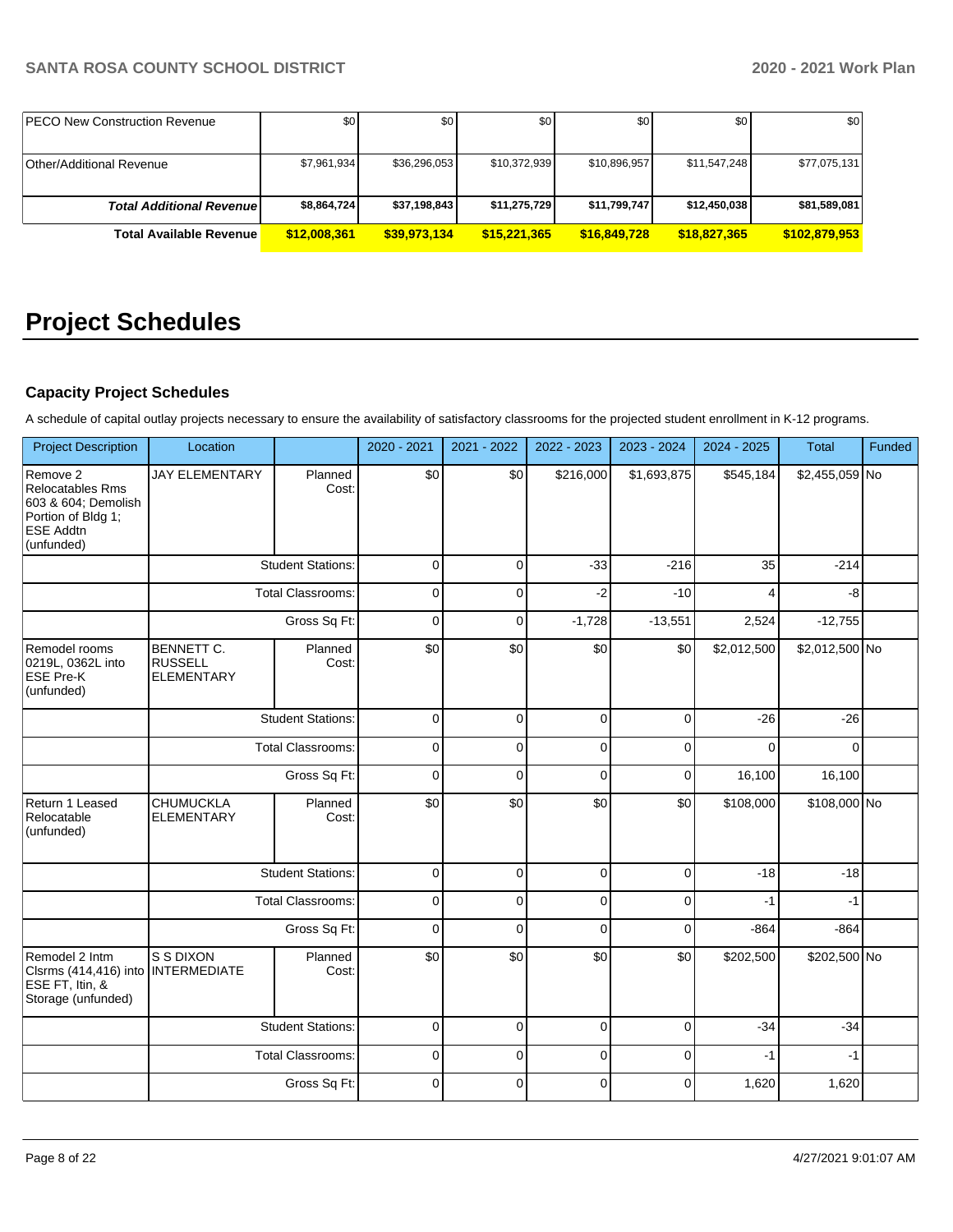| | | | | | | |
|---|---|---|---|---|---|---|
| PECO New Construction Revenue | $0 | $0 | $0 | $0 | $0 | $0 |
| Other/Additional Revenue | $7,961,934 | $36,296,053 | $10,372,939 | $10,896,957 | $11,547,248 | $77,075,131 |
| ***Total Additional Revenue*** | **$8,864,724** | **$37,198,843** | **$11,275,729** | **$11,799,747** | **$12,450,038** | **$81,589,081** |
| **Total Available Revenue** | **$12,008,361** | **$39,973,134** | **$15,221,365** | **$16,849,728** | **$18,827,365** | **$102,879,953** |

# Project Schedules

### Capacity Project Schedules

A schedule of capital outlay projects necessary to ensure the availability of satisfactory classrooms for the projected student enrollment in K-12 programs.

| Project Description | Location | | 2020 - 2021 | 2021 - 2022 | 2022 - 2023 | 2023 - 2024 | 2024 - 2025 | Total | Funded |
|---|---|---|---|---|---|---|---|---|---|
| Remove 2 Relocatables Rms 603 & 604; Demolish Portion of Bldg 1; ESE Addtn (unfunded) | JAY ELEMENTARY | Planned Cost: | $0 | $0 | $216,000 | $1,693,875 | $545,184 | $2,455,059 | No |
| | | Student Stations: | 0 | 0 | -33 | -216 | 35 | -214 | |
| | | Total Classrooms: | 0 | 0 | -2 | -10 | 4 | -8 | |
| | | Gross Sq Ft: | 0 | 0 | -1,728 | -13,551 | 2,524 | -12,755 | |
| Remodel rooms 0219L, 0362L into ESE Pre-K (unfunded) | BENNETT C. RUSSELL ELEMENTARY | Planned Cost: | $0 | $0 | $0 | $0 | $2,012,500 | $2,012,500 | No |
| | | Student Stations: | 0 | 0 | 0 | 0 | -26 | -26 | |
| | | Total Classrooms: | 0 | 0 | 0 | 0 | 0 | 0 | |
| | | Gross Sq Ft: | 0 | 0 | 0 | 0 | 16,100 | 16,100 | |
| Return 1 Leased Relocatable (unfunded) | CHUMUCKLA ELEMENTARY | Planned Cost: | $0 | $0 | $0 | $0 | $108,000 | $108,000 | No |
| | | Student Stations: | 0 | 0 | 0 | 0 | -18 | -18 | |
| | | Total Classrooms: | 0 | 0 | 0 | 0 | -1 | -1 | |
| | | Gross Sq Ft: | 0 | 0 | 0 | 0 | -864 | -864 | |
| Remodel 2 Intm Clsrms (414,416) into ESE FT, Itin, & Storage (unfunded) | S S DIXON INTERMEDIATE | Planned Cost: | $0 | $0 | $0 | $0 | $202,500 | $202,500 | No |
| | | Student Stations: | 0 | 0 | 0 | 0 | -34 | -34 | |
| | | Total Classrooms: | 0 | 0 | 0 | 0 | -1 | -1 | |
| | | Gross Sq Ft: | 0 | 0 | 0 | 0 | 1,620 | 1,620 | |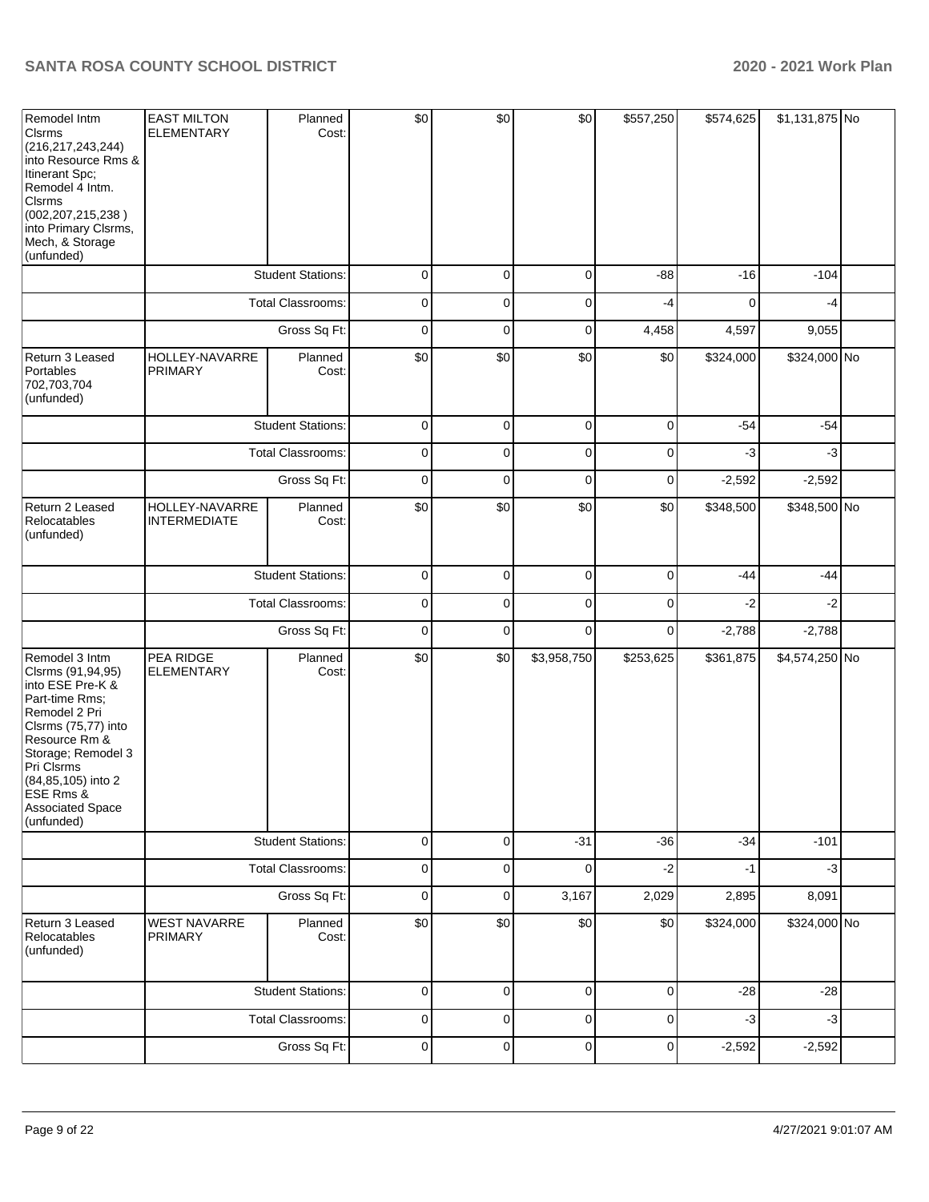| | | | | | | | | | |
|---|---|---|---|---|---|---|---|---|---|
| Remodel Intm Clsrms (216,217,243,244) into Resource Rms & Itinerant Spc; Remodel 4 Intm. Clsrms (002,207,215,238 ) into Primary Clsrms, Mech, & Storage (unfunded) | EAST MILTON ELEMENTARY | Planned Cost: | $0 | $0 | $0 | $557,250 | $574,625 | $1,131,875 | No |
| | | Student Stations: | 0 | 0 | 0 | -88 | -16 | -104 | |
| | | Total Classrooms: | 0 | 0 | 0 | -4 | 0 | -4 | |
| | | Gross Sq Ft: | 0 | 0 | 0 | 4,458 | 4,597 | 9,055 | |
| Return 3 Leased Portables 702,703,704 (unfunded) | HOLLEY-NAVARRE PRIMARY | Planned Cost: | $0 | $0 | $0 | $0 | $324,000 | $324,000 | No |
| | | Student Stations: | 0 | 0 | 0 | 0 | -54 | -54 | |
| | | Total Classrooms: | 0 | 0 | 0 | 0 | -3 | -3 | |
| | | Gross Sq Ft: | 0 | 0 | 0 | 0 | -2,592 | -2,592 | |
| Return 2 Leased Relocatables (unfunded) | HOLLEY-NAVARRE INTERMEDIATE | Planned Cost: | $0 | $0 | $0 | $0 | $348,500 | $348,500 | No |
| | | Student Stations: | 0 | 0 | 0 | 0 | -44 | -44 | |
| | | Total Classrooms: | 0 | 0 | 0 | 0 | -2 | -2 | |
| | | Gross Sq Ft: | 0 | 0 | 0 | 0 | -2,788 | -2,788 | |
| Remodel 3 Intm Clsrms (91,94,95) into ESE Pre-K & Part-time Rms; Remodel 2 Pri Clsrms (75,77) into Resource Rm & Storage; Remodel 3 Pri Clsrms (84,85,105) into 2 ESE Rms & Associated Space (unfunded) | PEA RIDGE ELEMENTARY | Planned Cost: | $0 | $0 | $3,958,750 | $253,625 | $361,875 | $4,574,250 | No |
| | | Student Stations: | 0 | 0 | -31 | -36 | -34 | -101 | |
| | | Total Classrooms: | 0 | 0 | 0 | -2 | -1 | -3 | |
| | | Gross Sq Ft: | 0 | 0 | 3,167 | 2,029 | 2,895 | 8,091 | |
| Return 3 Leased Relocatables (unfunded) | WEST NAVARRE PRIMARY | Planned Cost: | $0 | $0 | $0 | $0 | $324,000 | $324,000 | No |
| | | Student Stations: | 0 | 0 | 0 | 0 | -28 | -28 | |
| | | Total Classrooms: | 0 | 0 | 0 | 0 | -3 | -3 | |
| | | Gross Sq Ft: | 0 | 0 | 0 | 0 | -2,592 | -2,592 | |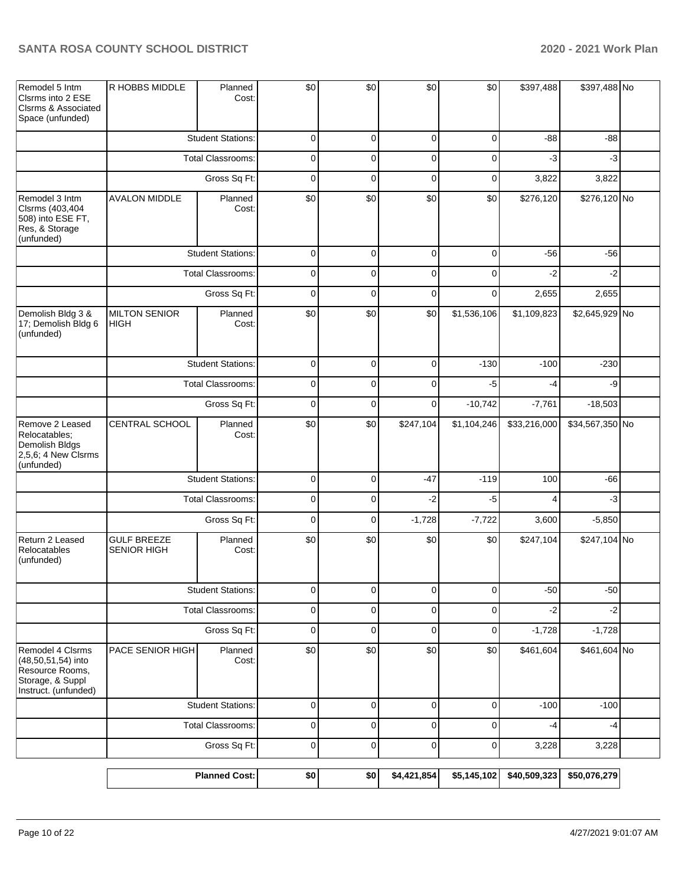| Project | Location | | 2020 - 2021 | 2021 - 2022 | 2022 - 2023 | 2023 - 2024 | 2024 - 2025 | Total | Funded |
|---|---|---|---|---|---|---|---|---|---|
| Remodel 5 Intm Clsrms into 2 ESE Clsrms & Associated Space (unfunded) | R HOBBS MIDDLE | Planned Cost: | $0 | $0 | $0 | $0 | $397,488 | $397,488 | No |
| | | Student Stations: | 0 | 0 | 0 | 0 | -88 | -88 | |
| | | Total Classrooms: | 0 | 0 | 0 | 0 | -3 | -3 | |
| | | Gross Sq Ft: | 0 | 0 | 0 | 0 | 3,822 | 3,822 | |
| Remodel 3 Intm Clsrms (403,404 508) into ESE FT, Res, & Storage (unfunded) | AVALON MIDDLE | Planned Cost: | $0 | $0 | $0 | $0 | $276,120 | $276,120 | No |
| | | Student Stations: | 0 | 0 | 0 | 0 | -56 | -56 | |
| | | Total Classrooms: | 0 | 0 | 0 | 0 | -2 | -2 | |
| | | Gross Sq Ft: | 0 | 0 | 0 | 0 | 2,655 | 2,655 | |
| Demolish Bldg 3 & 17; Demolish Bldg 6 (unfunded) | MILTON SENIOR HIGH | Planned Cost: | $0 | $0 | $0 | $1,536,106 | $1,109,823 | $2,645,929 | No |
| | | Student Stations: | 0 | 0 | 0 | -130 | -100 | -230 | |
| | | Total Classrooms: | 0 | 0 | 0 | -5 | -4 | -9 | |
| | | Gross Sq Ft: | 0 | 0 | 0 | -10,742 | -7,761 | -18,503 | |
| Remove 2 Leased Relocatables; Demolish Bldgs 2,5,6; 4 New Clsrms (unfunded) | CENTRAL SCHOOL | Planned Cost: | $0 | $0 | $247,104 | $1,104,246 | $33,216,000 | $34,567,350 | No |
| | | Student Stations: | 0 | 0 | -47 | -119 | 100 | -66 | |
| | | Total Classrooms: | 0 | 0 | -2 | -5 | 4 | -3 | |
| | | Gross Sq Ft: | 0 | 0 | -1,728 | -7,722 | 3,600 | -5,850 | |
| Return 2 Leased Relocatables (unfunded) | GULF BREEZE SENIOR HIGH | Planned Cost: | $0 | $0 | $0 | $0 | $247,104 | $247,104 | No |
| | | Student Stations: | 0 | 0 | 0 | 0 | -50 | -50 | |
| | | Total Classrooms: | 0 | 0 | 0 | 0 | -2 | -2 | |
| | | Gross Sq Ft: | 0 | 0 | 0 | 0 | -1,728 | -1,728 | |
| Remodel 4 Clsrms (48,50,51,54) into Resource Rooms, Storage, & Suppl Instruct. (unfunded) | PACE SENIOR HIGH | Planned Cost: | $0 | $0 | $0 | $0 | $461,604 | $461,604 | No |
| | | Student Stations: | 0 | 0 | 0 | 0 | -100 | -100 | |
| | | Total Classrooms: | 0 | 0 | 0 | 0 | -4 | -4 | |
| | | Gross Sq Ft: | 0 | 0 | 0 | 0 | 3,228 | 3,228 | |
| | | **Planned Cost:** | **$0** | **$0** | **$4,421,854** | **$5,145,102** | **$40,509,323** | **$50,076,279** | |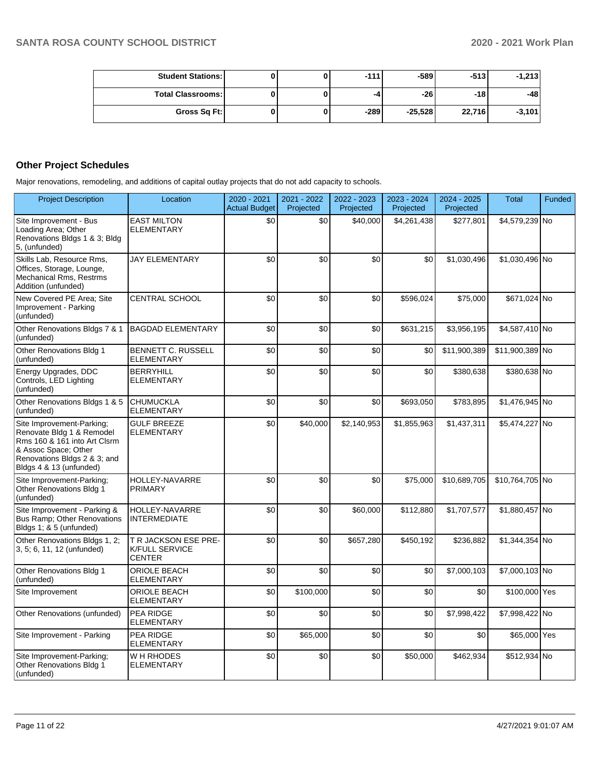| | | | | | | |
|---|---|---|---|---|---|---|
| **Student Stations:** | 0 | 0 | -111 | -589 | -513 | -1,213 |
| **Total Classrooms:** | 0 | 0 | -4 | -26 | -18 | -48 |
| **Gross Sq Ft:** | 0 | 0 | -289 | -25,528 | 22,716 | -3,101 |

## Other Project Schedules

Major renovations, remodeling, and additions of capital outlay projects that do not add capacity to schools.

| Project Description | Location | 2020 - 2021 Actual Budget | 2021 - 2022 Projected | 2022 - 2023 Projected | 2023 - 2024 Projected | 2024 - 2025 Projected | Total | Funded |
|---|---|---|---|---|---|---|---|---|
| Site Improvement - Bus Loading Area; Other Renovations Bldgs 1 & 3; Bldg 5, (unfunded) | EAST MILTON ELEMENTARY | $0 | $0 | $40,000 | $4,261,438 | $277,801 | $4,579,239 | No |
| Skills Lab, Resource Rms, Offices, Storage, Lounge, Mechanical Rms, Restrms Addition (unfunded) | JAY ELEMENTARY | $0 | $0 | $0 | $0 | $1,030,496 | $1,030,496 | No |
| New Covered PE Area; Site Improvement - Parking (unfunded) | CENTRAL SCHOOL | $0 | $0 | $0 | $596,024 | $75,000 | $671,024 | No |
| Other Renovations Bldgs 7 & 1 (unfunded) | BAGDAD ELEMENTARY | $0 | $0 | $0 | $631,215 | $3,956,195 | $4,587,410 | No |
| Other Renovations Bldg 1 (unfunded) | BENNETT C. RUSSELL ELEMENTARY | $0 | $0 | $0 | $0 | $11,900,389 | $11,900,389 | No |
| Energy Upgrades, DDC Controls, LED Lighting (unfunded) | BERRYHILL ELEMENTARY | $0 | $0 | $0 | $0 | $380,638 | $380,638 | No |
| Other Renovations Bldgs 1 & 5 (unfunded) | CHUMUCKLA ELEMENTARY | $0 | $0 | $0 | $693,050 | $783,895 | $1,476,945 | No |
| Site Improvement-Parking; Renovate Bldg 1 & Remodel Rms 160 & 161 into Art Clsrm & Assoc Space; Other Renovations Bldgs 2 & 3; and Bldgs 4 & 13 (unfunded) | GULF BREEZE ELEMENTARY | $0 | $40,000 | $2,140,953 | $1,855,963 | $1,437,311 | $5,474,227 | No |
| Site Improvement-Parking; Other Renovations Bldg 1 (unfunded) | HOLLEY-NAVARRE PRIMARY | $0 | $0 | $0 | $75,000 | $10,689,705 | $10,764,705 | No |
| Site Improvement - Parking & Bus Ramp; Other Renovations Bldgs 1; & 5 (unfunded) | HOLLEY-NAVARRE INTERMEDIATE | $0 | $0 | $60,000 | $112,880 | $1,707,577 | $1,880,457 | No |
| Other Renovations Bldgs 1, 2; 3, 5; 6, 11, 12 (unfunded) | T R JACKSON ESE PRE-K/FULL SERVICE CENTER | $0 | $0 | $657,280 | $450,192 | $236,882 | $1,344,354 | No |
| Other Renovations Bldg 1 (unfunded) | ORIOLE BEACH ELEMENTARY | $0 | $0 | $0 | $0 | $7,000,103 | $7,000,103 | No |
| Site Improvement | ORIOLE BEACH ELEMENTARY | $0 | $100,000 | $0 | $0 | $0 | $100,000 | Yes |
| Other Renovations (unfunded) | PEA RIDGE ELEMENTARY | $0 | $0 | $0 | $0 | $7,998,422 | $7,998,422 | No |
| Site Improvement - Parking | PEA RIDGE ELEMENTARY | $0 | $65,000 | $0 | $0 | $0 | $65,000 | Yes |
| Site Improvement-Parking; Other Renovations Bldg 1 (unfunded) | W H RHODES ELEMENTARY | $0 | $0 | $0 | $50,000 | $462,934 | $512,934 | No |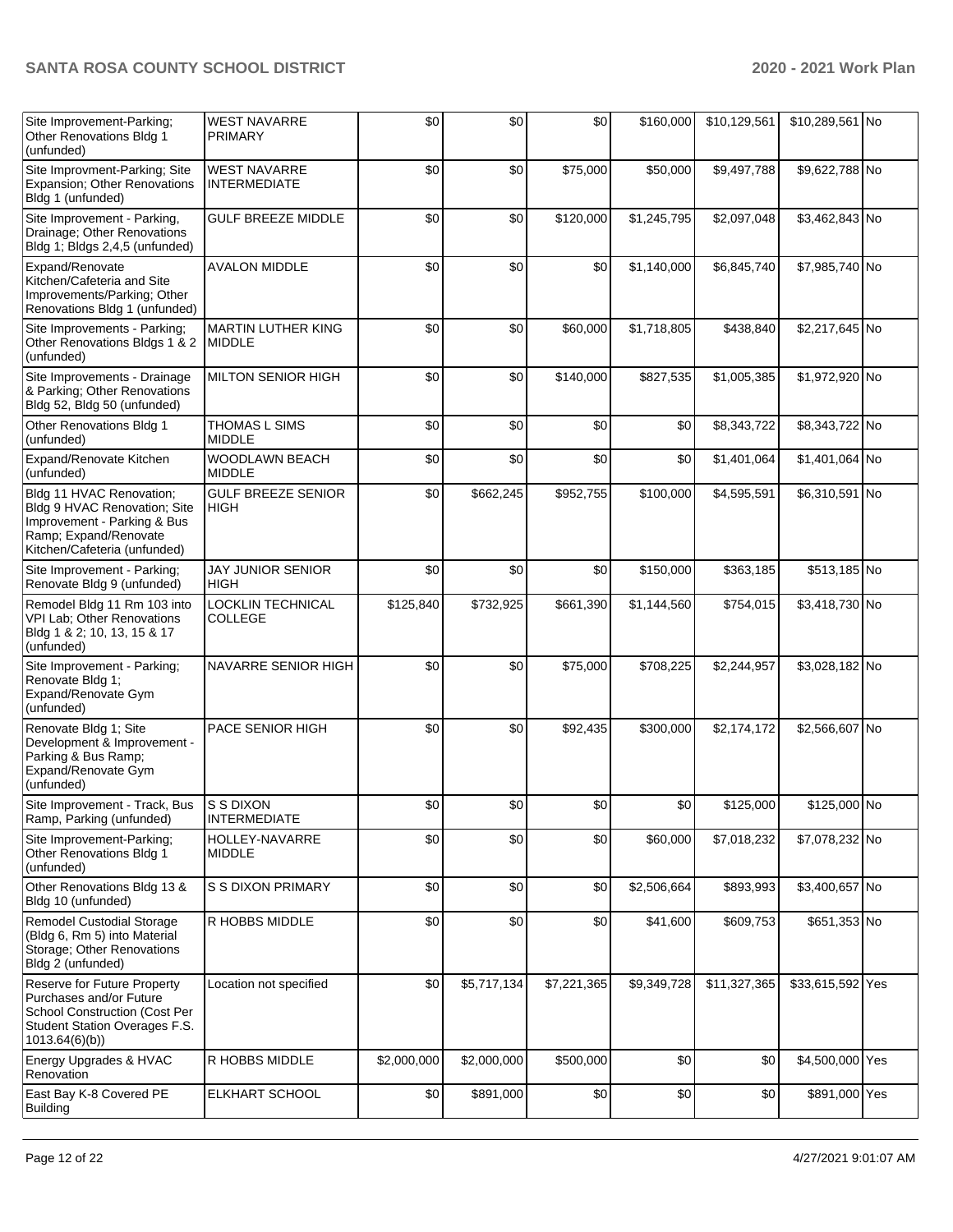| Site Improvement-Parking; Other Renovations Bldg 1 (unfunded) | WEST NAVARRE PRIMARY | $0 | $0 | $0 | $160,000 | $10,129,561 | $10,289,561 | No |
|---|---|---|---|---|---|---|---|---|
| Site Improvment-Parking; Site Expansion; Other Renovations Bldg 1 (unfunded) | WEST NAVARRE INTERMEDIATE | $0 | $0 | $75,000 | $50,000 | $9,497,788 | $9,622,788 | No |
| Site Improvement - Parking, Drainage; Other Renovations Bldg 1; Bldgs 2,4,5 (unfunded) | GULF BREEZE MIDDLE | $0 | $0 | $120,000 | $1,245,795 | $2,097,048 | $3,462,843 | No |
| Expand/Renovate Kitchen/Cafeteria and Site Improvements/Parking; Other Renovations Bldg 1 (unfunded) | AVALON MIDDLE | $0 | $0 | $0 | $1,140,000 | $6,845,740 | $7,985,740 | No |
| Site Improvements - Parking; Other Renovations Bldgs 1 & 2 (unfunded) | MARTIN LUTHER KING MIDDLE | $0 | $0 | $60,000 | $1,718,805 | $438,840 | $2,217,645 | No |
| Site Improvements - Drainage & Parking; Other Renovations Bldg 52, Bldg 50 (unfunded) | MILTON SENIOR HIGH | $0 | $0 | $140,000 | $827,535 | $1,005,385 | $1,972,920 | No |
| Other Renovations Bldg 1 (unfunded) | THOMAS L SIMS MIDDLE | $0 | $0 | $0 | $0 | $8,343,722 | $8,343,722 | No |
| Expand/Renovate Kitchen (unfunded) | WOODLAWN BEACH MIDDLE | $0 | $0 | $0 | $0 | $1,401,064 | $1,401,064 | No |
| Bldg 11 HVAC Renovation; Bldg 9 HVAC Renovation; Site Improvement - Parking & Bus Ramp; Expand/Renovate Kitchen/Cafeteria (unfunded) | GULF BREEZE SENIOR HIGH | $0 | $662,245 | $952,755 | $100,000 | $4,595,591 | $6,310,591 | No |
| Site Improvement - Parking; Renovate Bldg 9 (unfunded) | JAY JUNIOR SENIOR HIGH | $0 | $0 | $0 | $150,000 | $363,185 | $513,185 | No |
| Remodel Bldg 11 Rm 103 into VPI Lab; Other Renovations Bldg 1 & 2; 10, 13, 15 & 17 (unfunded) | LOCKLIN TECHNICAL COLLEGE | $125,840 | $732,925 | $661,390 | $1,144,560 | $754,015 | $3,418,730 | No |
| Site Improvement - Parking; Renovate Bldg 1; Expand/Renovate Gym (unfunded) | NAVARRE SENIOR HIGH | $0 | $0 | $75,000 | $708,225 | $2,244,957 | $3,028,182 | No |
| Renovate Bldg 1; Site Development & Improvement - Parking & Bus Ramp; Expand/Renovate Gym (unfunded) | PACE SENIOR HIGH | $0 | $0 | $92,435 | $300,000 | $2,174,172 | $2,566,607 | No |
| Site Improvement - Track, Bus Ramp, Parking (unfunded) | S S DIXON INTERMEDIATE | $0 | $0 | $0 | $0 | $125,000 | $125,000 | No |
| Site Improvement-Parking; Other Renovations Bldg 1 (unfunded) | HOLLEY-NAVARRE MIDDLE | $0 | $0 | $0 | $60,000 | $7,018,232 | $7,078,232 | No |
| Other Renovations Bldg 13 & Bldg 10 (unfunded) | S S DIXON PRIMARY | $0 | $0 | $0 | $2,506,664 | $893,993 | $3,400,657 | No |
| Remodel Custodial Storage (Bldg 6, Rm 5) into Material Storage; Other Renovations Bldg 2 (unfunded) | R HOBBS MIDDLE | $0 | $0 | $0 | $41,600 | $609,753 | $651,353 | No |
| Reserve for Future Property Purchases and/or Future School Construction (Cost Per Student Station Overages F.S. 1013.64(6)(b)) | Location not specified | $0 | $5,717,134 | $7,221,365 | $9,349,728 | $11,327,365 | $33,615,592 | Yes |
| Energy Upgrades & HVAC Renovation | R HOBBS MIDDLE | $2,000,000 | $2,000,000 | $500,000 | $0 | $0 | $4,500,000 | Yes |
| East Bay K-8 Covered PE Building | ELKHART SCHOOL | $0 | $891,000 | $0 | $0 | $0 | $891,000 | Yes |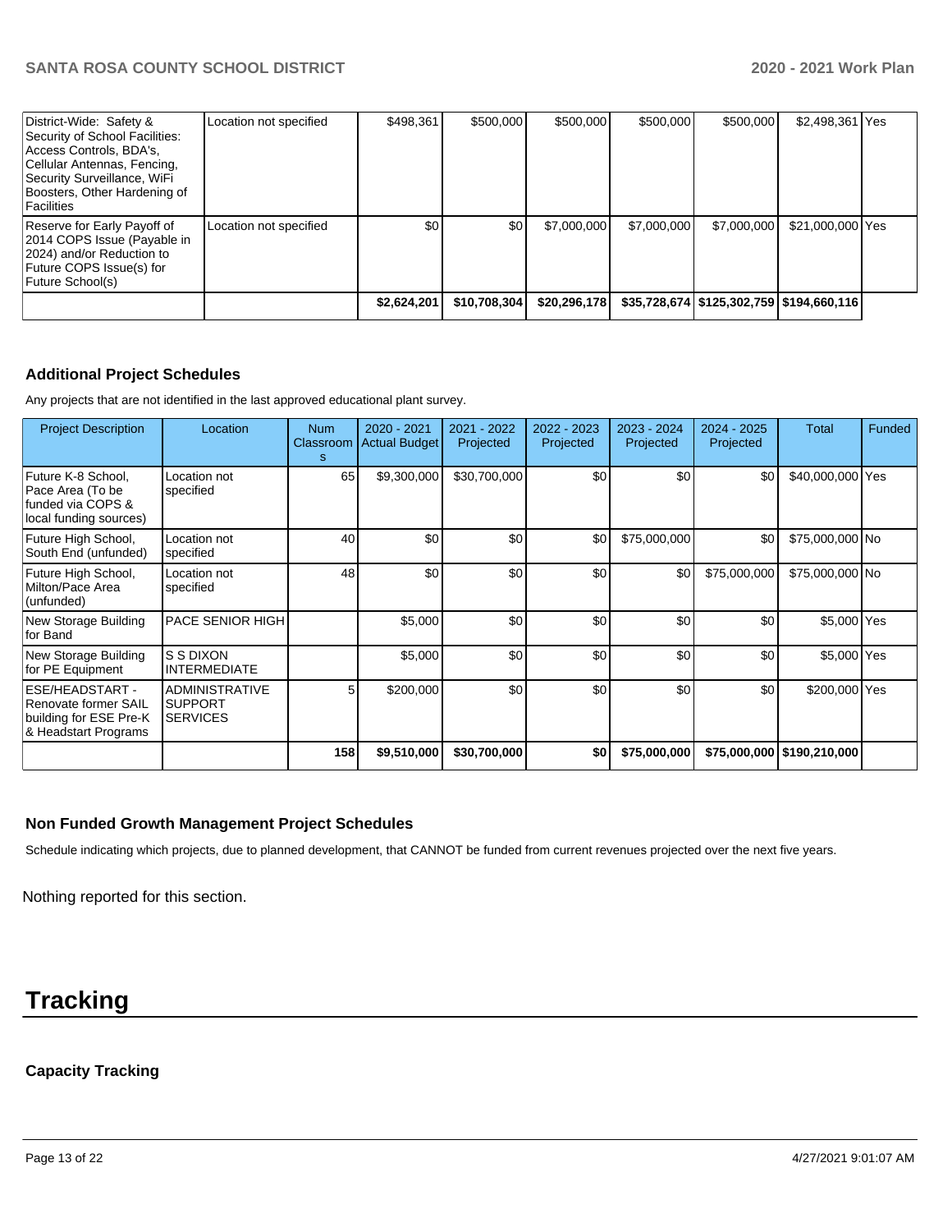| | | | | | | | | |
|---|---|---|---|---|---|---|---|---|
| District-Wide: Safety & Security of School Facilities: Access Controls, BDA's, Cellular Antennas, Fencing, Security Surveillance, WiFi Boosters, Other Hardening of Facilities | Location not specified | $498,361 | $500,000 | $500,000 | $500,000 | $500,000 | $2,498,361 | Yes |
| Reserve for Early Payoff of 2014 COPS Issue (Payable in 2024) and/or Reduction to Future COPS Issue(s) for Future School(s) | Location not specified | $0 | $0 | $7,000,000 | $7,000,000 | $7,000,000 | $21,000,000 | Yes |
| | | **$2,624,201** | **$10,708,304** | **$20,296,178** | **$35,728,674** | **$125,302,759** | **$194,660,116** | |

### Additional Project Schedules

Any projects that are not identified in the last approved educational plant survey.

| Project Description | Location | Num Classrooms | 2020 - 2021 Actual Budget | 2021 - 2022 Projected | 2022 - 2023 Projected | 2023 - 2024 Projected | 2024 - 2025 Projected | Total | Funded |
|---|---|---|---|---|---|---|---|---|---|
| Future K-8 School, Pace Area (To be funded via COPS & local funding sources) | Location not specified | 65 | $9,300,000 | $30,700,000 | $0 | $0 | $0 | $40,000,000 | Yes |
| Future High School, South End (unfunded) | Location not specified | 40 | $0 | $0 | $0 | $75,000,000 | $0 | $75,000,000 | No |
| Future High School, Milton/Pace Area (unfunded) | Location not specified | 48 | $0 | $0 | $0 | $0 | $75,000,000 | $75,000,000 | No |
| New Storage Building for Band | PACE SENIOR HIGH | | $5,000 | $0 | $0 | $0 | $0 | $5,000 | Yes |
| New Storage Building for PE Equipment | S S DIXON INTERMEDIATE | | $5,000 | $0 | $0 | $0 | $0 | $5,000 | Yes |
| ESE/HEADSTART - Renovate former SAIL building for ESE Pre-K & Headstart Programs | ADMINISTRATIVE SUPPORT SERVICES | 5 | $200,000 | $0 | $0 | $0 | $0 | $200,000 | Yes |
| | | **158** | **$9,510,000** | **$30,700,000** | **$0** | **$75,000,000** | **$75,000,000** | **$190,210,000** | |

### Non Funded Growth Management Project Schedules

Schedule indicating which projects, due to planned development, that CANNOT be funded from current revenues projected over the next five years.

Nothing reported for this section.

# Tracking

### Capacity Tracking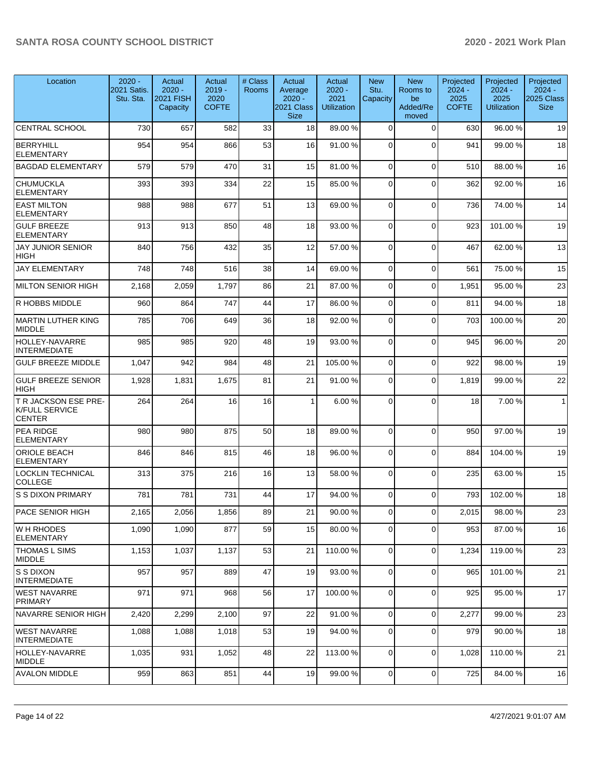| Location | 2020 - 2021 Satis. Stu. Sta. | Actual 2020 - 2021 FISH Capacity | Actual 2019 - 2020 COFTE | # Class Rooms | Actual Average 2020 - 2021 Class Size | Actual 2020 - 2021 Utilization | New Stu. Capacity | New Rooms to be Added/Removed | Projected 2024 - 2025 COFTE | Projected 2024 - 2025 Utilization | Projected 2024 - 2025 Class Size |
|---|---|---|---|---|---|---|---|---|---|---|---|
| CENTRAL SCHOOL | 730 | 657 | 582 | 33 | 18 | 89.00 % | 0 | 0 | 630 | 96.00 % | 19 |
| BERRYHILL ELEMENTARY | 954 | 954 | 866 | 53 | 16 | 91.00 % | 0 | 0 | 941 | 99.00 % | 18 |
| BAGDAD ELEMENTARY | 579 | 579 | 470 | 31 | 15 | 81.00 % | 0 | 0 | 510 | 88.00 % | 16 |
| CHUMUCKLA ELEMENTARY | 393 | 393 | 334 | 22 | 15 | 85.00 % | 0 | 0 | 362 | 92.00 % | 16 |
| EAST MILTON ELEMENTARY | 988 | 988 | 677 | 51 | 13 | 69.00 % | 0 | 0 | 736 | 74.00 % | 14 |
| GULF BREEZE ELEMENTARY | 913 | 913 | 850 | 48 | 18 | 93.00 % | 0 | 0 | 923 | 101.00 % | 19 |
| JAY JUNIOR SENIOR HIGH | 840 | 756 | 432 | 35 | 12 | 57.00 % | 0 | 0 | 467 | 62.00 % | 13 |
| JAY ELEMENTARY | 748 | 748 | 516 | 38 | 14 | 69.00 % | 0 | 0 | 561 | 75.00 % | 15 |
| MILTON SENIOR HIGH | 2,168 | 2,059 | 1,797 | 86 | 21 | 87.00 % | 0 | 0 | 1,951 | 95.00 % | 23 |
| R HOBBS MIDDLE | 960 | 864 | 747 | 44 | 17 | 86.00 % | 0 | 0 | 811 | 94.00 % | 18 |
| MARTIN LUTHER KING MIDDLE | 785 | 706 | 649 | 36 | 18 | 92.00 % | 0 | 0 | 703 | 100.00 % | 20 |
| HOLLEY-NAVARRE INTERMEDIATE | 985 | 985 | 920 | 48 | 19 | 93.00 % | 0 | 0 | 945 | 96.00 % | 20 |
| GULF BREEZE MIDDLE | 1,047 | 942 | 984 | 48 | 21 | 105.00 % | 0 | 0 | 922 | 98.00 % | 19 |
| GULF BREEZE SENIOR HIGH | 1,928 | 1,831 | 1,675 | 81 | 21 | 91.00 % | 0 | 0 | 1,819 | 99.00 % | 22 |
| T R JACKSON ESE PRE-K/FULL SERVICE CENTER | 264 | 264 | 16 | 16 | 1 | 6.00 % | 0 | 0 | 18 | 7.00 % | 1 |
| PEA RIDGE ELEMENTARY | 980 | 980 | 875 | 50 | 18 | 89.00 % | 0 | 0 | 950 | 97.00 % | 19 |
| ORIOLE BEACH ELEMENTARY | 846 | 846 | 815 | 46 | 18 | 96.00 % | 0 | 0 | 884 | 104.00 % | 19 |
| LOCKLIN TECHNICAL COLLEGE | 313 | 375 | 216 | 16 | 13 | 58.00 % | 0 | 0 | 235 | 63.00 % | 15 |
| S S DIXON PRIMARY | 781 | 781 | 731 | 44 | 17 | 94.00 % | 0 | 0 | 793 | 102.00 % | 18 |
| PACE SENIOR HIGH | 2,165 | 2,056 | 1,856 | 89 | 21 | 90.00 % | 0 | 0 | 2,015 | 98.00 % | 23 |
| W H RHODES ELEMENTARY | 1,090 | 1,090 | 877 | 59 | 15 | 80.00 % | 0 | 0 | 953 | 87.00 % | 16 |
| THOMAS L SIMS MIDDLE | 1,153 | 1,037 | 1,137 | 53 | 21 | 110.00 % | 0 | 0 | 1,234 | 119.00 % | 23 |
| S S DIXON INTERMEDIATE | 957 | 957 | 889 | 47 | 19 | 93.00 % | 0 | 0 | 965 | 101.00 % | 21 |
| WEST NAVARRE PRIMARY | 971 | 971 | 968 | 56 | 17 | 100.00 % | 0 | 0 | 925 | 95.00 % | 17 |
| NAVARRE SENIOR HIGH | 2,420 | 2,299 | 2,100 | 97 | 22 | 91.00 % | 0 | 0 | 2,277 | 99.00 % | 23 |
| WEST NAVARRE INTERMEDIATE | 1,088 | 1,088 | 1,018 | 53 | 19 | 94.00 % | 0 | 0 | 979 | 90.00 % | 18 |
| HOLLEY-NAVARRE MIDDLE | 1,035 | 931 | 1,052 | 48 | 22 | 113.00 % | 0 | 0 | 1,028 | 110.00 % | 21 |
| AVALON MIDDLE | 959 | 863 | 851 | 44 | 19 | 99.00 % | 0 | 0 | 725 | 84.00 % | 16 |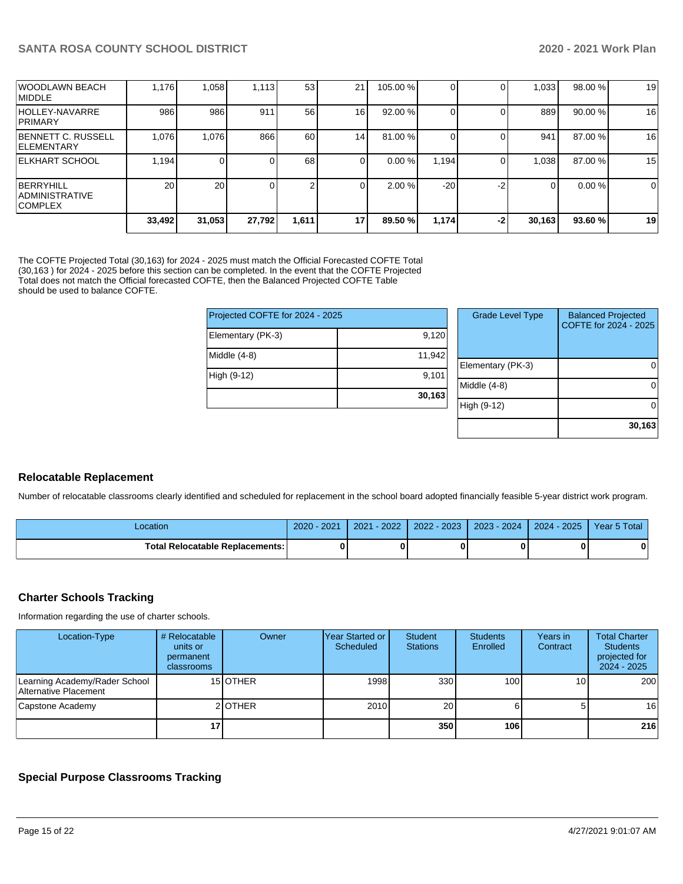| | | | | | | | | | | |
|---|---|---|---|---|---|---|---|---|---|---|
| WOODLAWN BEACH MIDDLE | 1,176 | 1,058 | 1,113 | 53 | 21 | 105.00 % | 0 | 0 | 1,033 | 98.00 % | 19 |
| HOLLEY-NAVARRE PRIMARY | 986 | 986 | 911 | 56 | 16 | 92.00 % | 0 | 0 | 889 | 90.00 % | 16 |
| BENNETT C. RUSSELL ELEMENTARY | 1,076 | 1,076 | 866 | 60 | 14 | 81.00 % | 0 | 0 | 941 | 87.00 % | 16 |
| ELKHART SCHOOL | 1,194 | 0 | 0 | 68 | 0 | 0.00 % | 1,194 | 0 | 1,038 | 87.00 % | 15 |
| BERRYHILL ADMINISTRATIVE COMPLEX | 20 | 20 | 0 | 2 | 0 | 2.00 % | -20 | -2 | 0 | 0.00 % | 0 |
| | **33,492** | **31,053** | **27,792** | **1,611** | **17** | **89.50 %** | **1,174** | **-2** | **30,163** | **93.60 %** | **19** |

The COFTE Projected Total (30,163) for 2024 - 2025 must match the Official Forecasted COFTE Total (30,163 ) for 2024 - 2025 before this section can be completed. In the event that the COFTE Projected Total does not match the Official forecasted COFTE, then the Balanced Projected COFTE Table should be used to balance COFTE.

| Projected COFTE for 2024 - 2025 | |
|---|---|
| Elementary (PK-3) | 9,120 |
| Middle (4-8) | 11,942 |
| High (9-12) | 9,101 |
| | **30,163** |

| Grade Level Type | Balanced Projected COFTE for 2024 - 2025 |
|---|---|
| Elementary (PK-3) | 0 |
| Middle (4-8) | 0 |
| High (9-12) | 0 |
| | **30,163** |

## Relocatable Replacement

Number of relocatable classrooms clearly identified and scheduled for replacement in the school board adopted financially feasible 5-year district work program.

| Location | 2020 - 2021 | 2021 - 2022 | 2022 - 2023 | 2023 - 2024 | 2024 - 2025 | Year 5 Total |
|---|---|---|---|---|---|---|
| **Total Relocatable Replacements:** | **0** | **0** | **0** | **0** | **0** | **0** |

## Charter Schools Tracking

Information regarding the use of charter schools.

| Location-Type | # Relocatable units or permanent classrooms | Owner | Year Started or Scheduled | Student Stations | Students Enrolled | Years in Contract | Total Charter Students projected for 2024 - 2025 |
|---|---|---|---|---|---|---|---|
| Learning Academy/Rader School Alternative Placement | 15 | OTHER | 1998 | 330 | 100 | 10 | 200 |
| Capstone Academy | 2 | OTHER | 2010 | 20 | 6 | 5 | 16 |
| | **17** | | | **350** | **106** | | **216** |

## Special Purpose Classrooms Tracking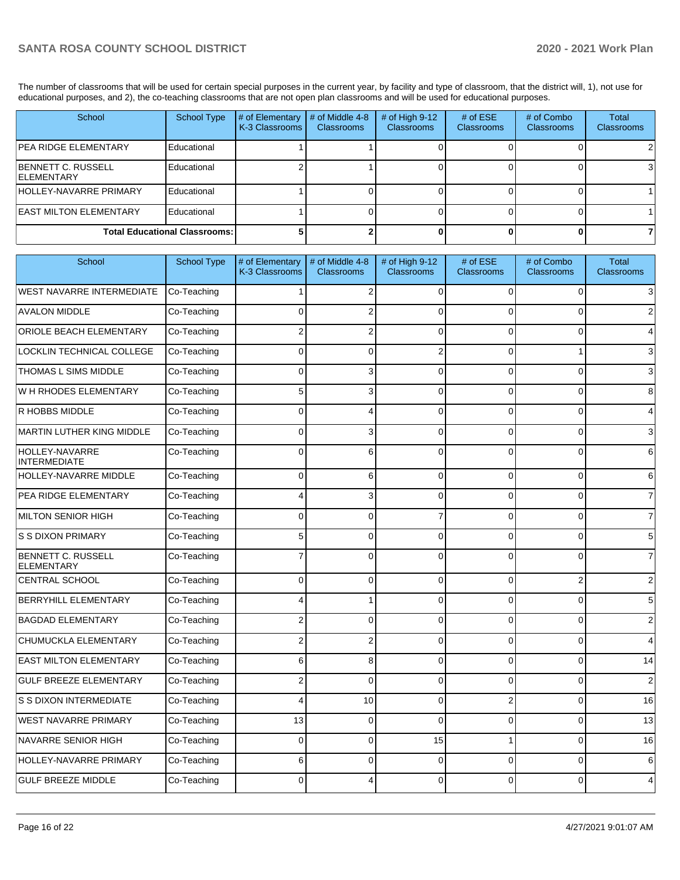The number of classrooms that will be used for certain special purposes in the current year, by facility and type of classroom, that the district will, 1), not use for educational purposes, and 2), the co-teaching classrooms that are not open plan classrooms and will be used for educational purposes.

| School | School Type | # of Elementary K-3 Classrooms | # of Middle 4-8 Classrooms | # of High 9-12 Classrooms | # of ESE Classrooms | # of Combo Classrooms | Total Classrooms |
|---|---|---|---|---|---|---|---|
| PEA RIDGE ELEMENTARY | Educational | 1 | 1 | 0 | 0 | 0 | 2 |
| BENNETT C. RUSSELL ELEMENTARY | Educational | 2 | 1 | 0 | 0 | 0 | 3 |
| HOLLEY-NAVARRE PRIMARY | Educational | 1 | 0 | 0 | 0 | 0 | 1 |
| EAST MILTON ELEMENTARY | Educational | 1 | 0 | 0 | 0 | 0 | 1 |
| **Total Educational Classrooms:** | | **5** | **2** | **0** | **0** | **0** | **7** |

| School | School Type | # of Elementary K-3 Classrooms | # of Middle 4-8 Classrooms | # of High 9-12 Classrooms | # of ESE Classrooms | # of Combo Classrooms | Total Classrooms |
|---|---|---|---|---|---|---|---|
| WEST NAVARRE INTERMEDIATE | Co-Teaching | 1 | 2 | 0 | 0 | 0 | 3 |
| AVALON MIDDLE | Co-Teaching | 0 | 2 | 0 | 0 | 0 | 2 |
| ORIOLE BEACH ELEMENTARY | Co-Teaching | 2 | 2 | 0 | 0 | 0 | 4 |
| LOCKLIN TECHNICAL COLLEGE | Co-Teaching | 0 | 0 | 2 | 0 | 1 | 3 |
| THOMAS L SIMS MIDDLE | Co-Teaching | 0 | 3 | 0 | 0 | 0 | 3 |
| W H RHODES ELEMENTARY | Co-Teaching | 5 | 3 | 0 | 0 | 0 | 8 |
| R HOBBS MIDDLE | Co-Teaching | 0 | 4 | 0 | 0 | 0 | 4 |
| MARTIN LUTHER KING MIDDLE | Co-Teaching | 0 | 3 | 0 | 0 | 0 | 3 |
| HOLLEY-NAVARRE INTERMEDIATE | Co-Teaching | 0 | 6 | 0 | 0 | 0 | 6 |
| HOLLEY-NAVARRE MIDDLE | Co-Teaching | 0 | 6 | 0 | 0 | 0 | 6 |
| PEA RIDGE ELEMENTARY | Co-Teaching | 4 | 3 | 0 | 0 | 0 | 7 |
| MILTON SENIOR HIGH | Co-Teaching | 0 | 0 | 7 | 0 | 0 | 7 |
| S S DIXON PRIMARY | Co-Teaching | 5 | 0 | 0 | 0 | 0 | 5 |
| BENNETT C. RUSSELL ELEMENTARY | Co-Teaching | 7 | 0 | 0 | 0 | 0 | 7 |
| CENTRAL SCHOOL | Co-Teaching | 0 | 0 | 0 | 0 | 2 | 2 |
| BERRYHILL ELEMENTARY | Co-Teaching | 4 | 1 | 0 | 0 | 0 | 5 |
| BAGDAD ELEMENTARY | Co-Teaching | 2 | 0 | 0 | 0 | 0 | 2 |
| CHUMUCKLA ELEMENTARY | Co-Teaching | 2 | 2 | 0 | 0 | 0 | 4 |
| EAST MILTON ELEMENTARY | Co-Teaching | 6 | 8 | 0 | 0 | 0 | 14 |
| GULF BREEZE ELEMENTARY | Co-Teaching | 2 | 0 | 0 | 0 | 0 | 2 |
| S S DIXON INTERMEDIATE | Co-Teaching | 4 | 10 | 0 | 2 | 0 | 16 |
| WEST NAVARRE PRIMARY | Co-Teaching | 13 | 0 | 0 | 0 | 0 | 13 |
| NAVARRE SENIOR HIGH | Co-Teaching | 0 | 0 | 15 | 1 | 0 | 16 |
| HOLLEY-NAVARRE PRIMARY | Co-Teaching | 6 | 0 | 0 | 0 | 0 | 6 |
| GULF BREEZE MIDDLE | Co-Teaching | 0 | 4 | 0 | 0 | 0 | 4 |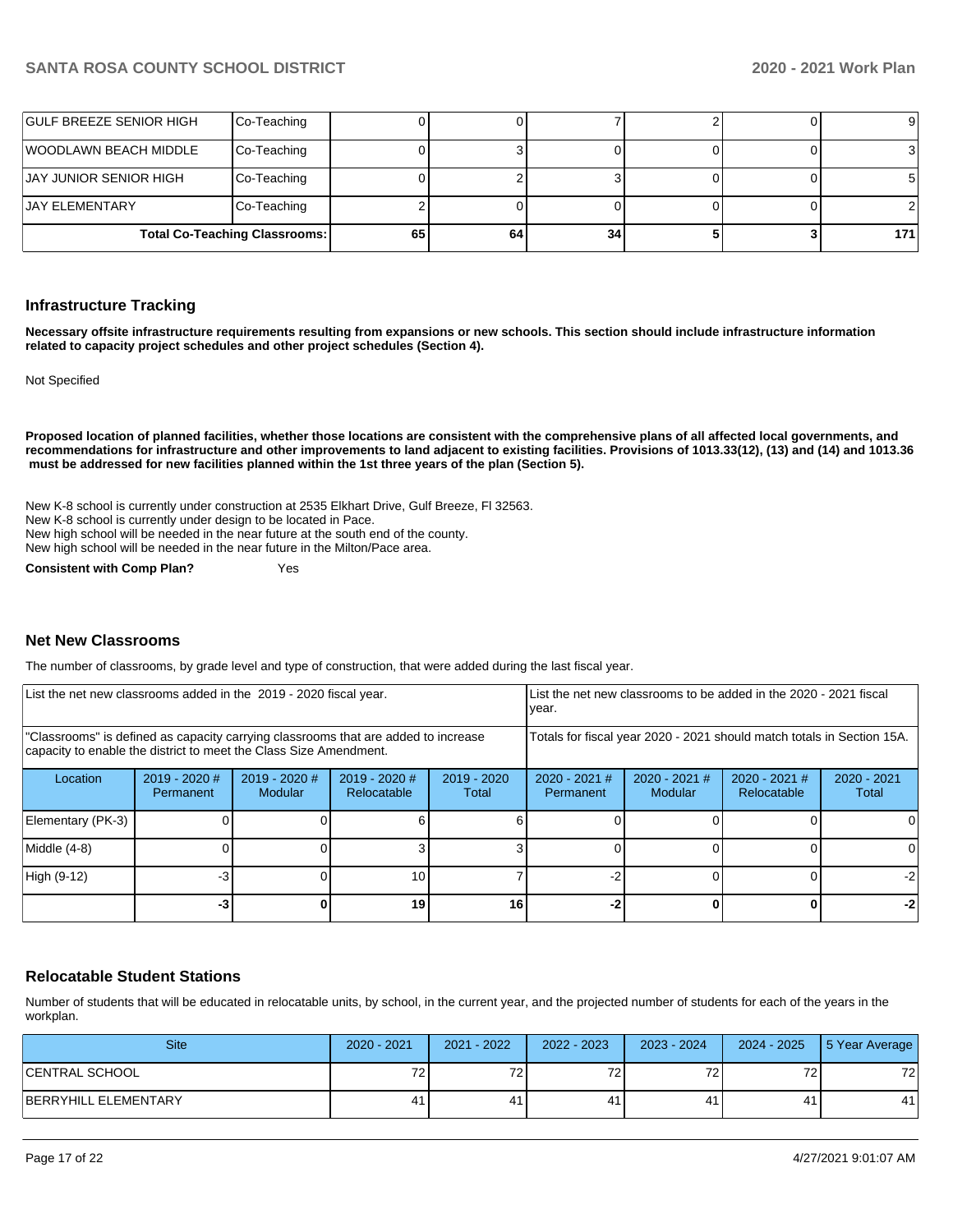| | | | | | | | |
|---|---|---|---|---|---|---|---|
| GULF BREEZE SENIOR HIGH | Co-Teaching | 0 | 0 | 7 | 2 | 0 | 9 |
| WOODLAWN BEACH MIDDLE | Co-Teaching | 0 | 3 | 0 | 0 | 0 | 3 |
| JAY JUNIOR SENIOR HIGH | Co-Teaching | 0 | 2 | 3 | 0 | 0 | 5 |
| JAY ELEMENTARY | Co-Teaching | 2 | 0 | 0 | 0 | 0 | 2 |
| **Total Co-Teaching Classrooms:** | | **65** | **64** | **34** | **5** | **3** | **171** |

## Infrastructure Tracking

**Necessary offsite infrastructure requirements resulting from expansions or new schools. This section should include infrastructure information related to capacity project schedules and other project schedules (Section 4).**

Not Specified

**Proposed location of planned facilities, whether those locations are consistent with the comprehensive plans of all affected local governments, and recommendations for infrastructure and other improvements to land adjacent to existing facilities. Provisions of 1013.33(12), (13) and (14) and 1013.36 must be addressed for new facilities planned within the 1st three years of the plan (Section 5).**

New K-8 school is currently under construction at 2535 Elkhart Drive, Gulf Breeze, Fl 32563.
New K-8 school is currently under design to be located in Pace.
New high school will be needed in the near future at the south end of the county.
New high school will be needed in the near future in the Milton/Pace area.

**Consistent with Comp Plan?** Yes

## Net New Classrooms

The number of classrooms, by grade level and type of construction, that were added during the last fiscal year.

| List the net new classrooms added in the 2019 - 2020 fiscal year. | | | | | List the net new classrooms to be added in the 2020 - 2021 fiscal year. | | | |
|---|---|---|---|---|---|---|---|---|
| "Classrooms" is defined as capacity carrying classrooms that are added to increase capacity to enable the district to meet the Class Size Amendment. | | | | | Totals for fiscal year 2020 - 2021 should match totals in Section 15A. | | | |
| Location | 2019 - 2020 # Permanent | 2019 - 2020 # Modular | 2019 - 2020 # Relocatable | 2019 - 2020 Total | 2020 - 2021 # Permanent | 2020 - 2021 # Modular | 2020 - 2021 # Relocatable | 2020 - 2021 Total |
| Elementary (PK-3) | 0 | 0 | 6 | 6 | 0 | 0 | 0 | 0 |
| Middle (4-8) | 0 | 0 | 3 | 3 | 0 | 0 | 0 | 0 |
| High (9-12) | -3 | 0 | 10 | 7 | -2 | 0 | 0 | -2 |
| | **-3** | **0** | **19** | **16** | **-2** | **0** | **0** | **-2** |

## Relocatable Student Stations

Number of students that will be educated in relocatable units, by school, in the current year, and the projected number of students for each of the years in the workplan.

| Site | 2020 - 2021 | 2021 - 2022 | 2022 - 2023 | 2023 - 2024 | 2024 - 2025 | 5 Year Average |
|---|---|---|---|---|---|---|
| CENTRAL SCHOOL | 72 | 72 | 72 | 72 | 72 | 72 |
| BERRYHILL ELEMENTARY | 41 | 41 | 41 | 41 | 41 | 41 |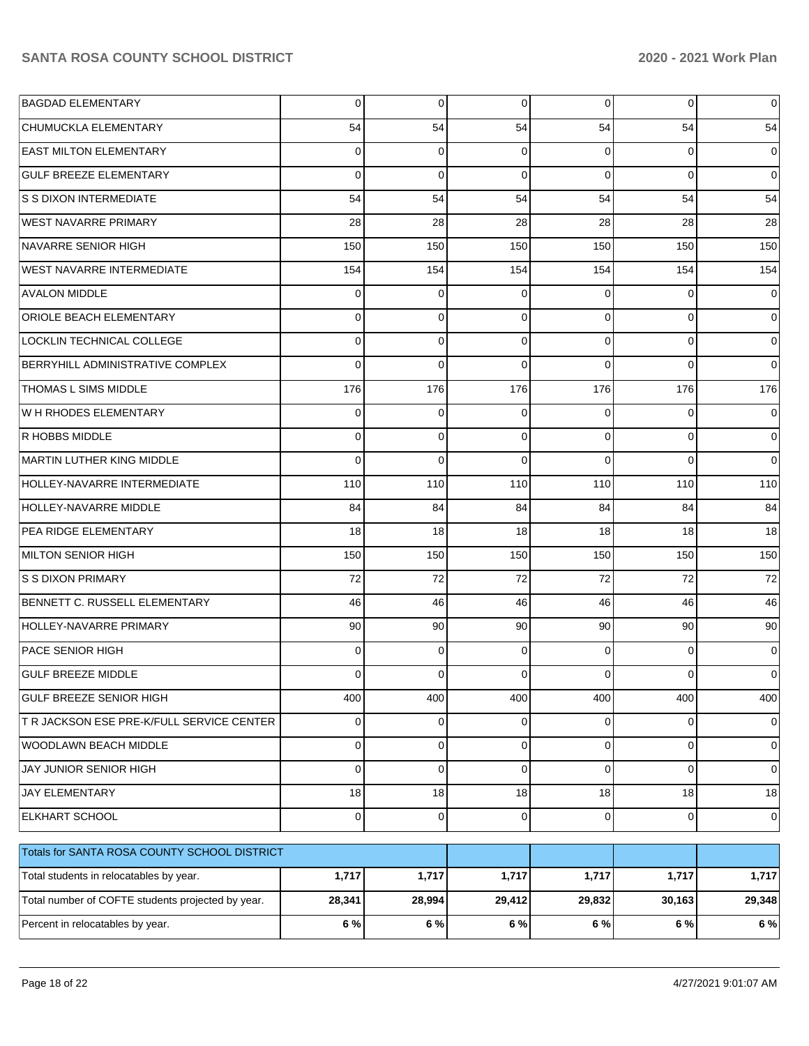| | | | | | | |
|---|---|---|---|---|---|---|
| BAGDAD ELEMENTARY | 0 | 0 | 0 | 0 | 0 | 0 |
| CHUMUCKLA ELEMENTARY | 54 | 54 | 54 | 54 | 54 | 54 |
| EAST MILTON ELEMENTARY | 0 | 0 | 0 | 0 | 0 | 0 |
| GULF BREEZE ELEMENTARY | 0 | 0 | 0 | 0 | 0 | 0 |
| S S DIXON INTERMEDIATE | 54 | 54 | 54 | 54 | 54 | 54 |
| WEST NAVARRE PRIMARY | 28 | 28 | 28 | 28 | 28 | 28 |
| NAVARRE SENIOR HIGH | 150 | 150 | 150 | 150 | 150 | 150 |
| WEST NAVARRE INTERMEDIATE | 154 | 154 | 154 | 154 | 154 | 154 |
| AVALON MIDDLE | 0 | 0 | 0 | 0 | 0 | 0 |
| ORIOLE BEACH ELEMENTARY | 0 | 0 | 0 | 0 | 0 | 0 |
| LOCKLIN TECHNICAL COLLEGE | 0 | 0 | 0 | 0 | 0 | 0 |
| BERRYHILL ADMINISTRATIVE COMPLEX | 0 | 0 | 0 | 0 | 0 | 0 |
| THOMAS L SIMS MIDDLE | 176 | 176 | 176 | 176 | 176 | 176 |
| W H RHODES ELEMENTARY | 0 | 0 | 0 | 0 | 0 | 0 |
| R HOBBS MIDDLE | 0 | 0 | 0 | 0 | 0 | 0 |
| MARTIN LUTHER KING MIDDLE | 0 | 0 | 0 | 0 | 0 | 0 |
| HOLLEY-NAVARRE INTERMEDIATE | 110 | 110 | 110 | 110 | 110 | 110 |
| HOLLEY-NAVARRE MIDDLE | 84 | 84 | 84 | 84 | 84 | 84 |
| PEA RIDGE ELEMENTARY | 18 | 18 | 18 | 18 | 18 | 18 |
| MILTON SENIOR HIGH | 150 | 150 | 150 | 150 | 150 | 150 |
| S S DIXON PRIMARY | 72 | 72 | 72 | 72 | 72 | 72 |
| BENNETT C. RUSSELL ELEMENTARY | 46 | 46 | 46 | 46 | 46 | 46 |
| HOLLEY-NAVARRE PRIMARY | 90 | 90 | 90 | 90 | 90 | 90 |
| PACE SENIOR HIGH | 0 | 0 | 0 | 0 | 0 | 0 |
| GULF BREEZE MIDDLE | 0 | 0 | 0 | 0 | 0 | 0 |
| GULF BREEZE SENIOR HIGH | 400 | 400 | 400 | 400 | 400 | 400 |
| T R JACKSON ESE PRE-K/FULL SERVICE CENTER | 0 | 0 | 0 | 0 | 0 | 0 |
| WOODLAWN BEACH MIDDLE | 0 | 0 | 0 | 0 | 0 | 0 |
| JAY JUNIOR SENIOR HIGH | 0 | 0 | 0 | 0 | 0 | 0 |
| JAY ELEMENTARY | 18 | 18 | 18 | 18 | 18 | 18 |
| ELKHART SCHOOL | 0 | 0 | 0 | 0 | 0 | 0 |

| Totals for SANTA ROSA COUNTY SCHOOL DISTRICT | | | | | | |
|---|---|---|---|---|---|---|
| Total students in relocatables by year. | **1,717** | **1,717** | **1,717** | **1,717** | **1,717** | **1,717** |
| Total number of COFTE students projected by year. | **28,341** | **28,994** | **29,412** | **29,832** | **30,163** | **29,348** |
| Percent in relocatables by year. | **6 %** | **6 %** | **6 %** | **6 %** | **6 %** | **6 %** |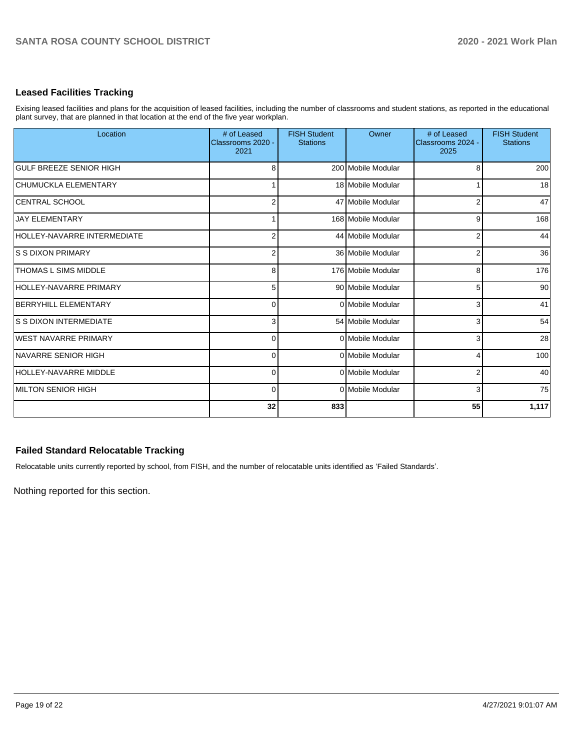## Leased Facilities Tracking

Exising leased facilities and plans for the acquisition of leased facilities, including the number of classrooms and student stations, as reported in the educational plant survey, that are planned in that location at the end of the five year workplan.

| Location | # of Leased Classrooms 2020 - 2021 | FISH Student Stations | Owner | # of Leased Classrooms 2024 - 2025 | FISH Student Stations |
|---|---|---|---|---|---|
| GULF BREEZE SENIOR HIGH | 8 | 200 | Mobile Modular | 8 | 200 |
| CHUMUCKLA ELEMENTARY | 1 | 18 | Mobile Modular | 1 | 18 |
| CENTRAL SCHOOL | 2 | 47 | Mobile Modular | 2 | 47 |
| JAY ELEMENTARY | 1 | 168 | Mobile Modular | 9 | 168 |
| HOLLEY-NAVARRE INTERMEDIATE | 2 | 44 | Mobile Modular | 2 | 44 |
| S S DIXON PRIMARY | 2 | 36 | Mobile Modular | 2 | 36 |
| THOMAS L SIMS MIDDLE | 8 | 176 | Mobile Modular | 8 | 176 |
| HOLLEY-NAVARRE PRIMARY | 5 | 90 | Mobile Modular | 5 | 90 |
| BERRYHILL ELEMENTARY | 0 | 0 | Mobile Modular | 3 | 41 |
| S S DIXON INTERMEDIATE | 3 | 54 | Mobile Modular | 3 | 54 |
| WEST NAVARRE PRIMARY | 0 | 0 | Mobile Modular | 3 | 28 |
| NAVARRE SENIOR HIGH | 0 | 0 | Mobile Modular | 4 | 100 |
| HOLLEY-NAVARRE MIDDLE | 0 | 0 | Mobile Modular | 2 | 40 |
| MILTON SENIOR HIGH | 0 | 0 | Mobile Modular | 3 | 75 |
| | **32** | **833** | | **55** | **1,117** |

## Failed Standard Relocatable Tracking

Relocatable units currently reported by school, from FISH, and the number of relocatable units identified as 'Failed Standards'.

Nothing reported for this section.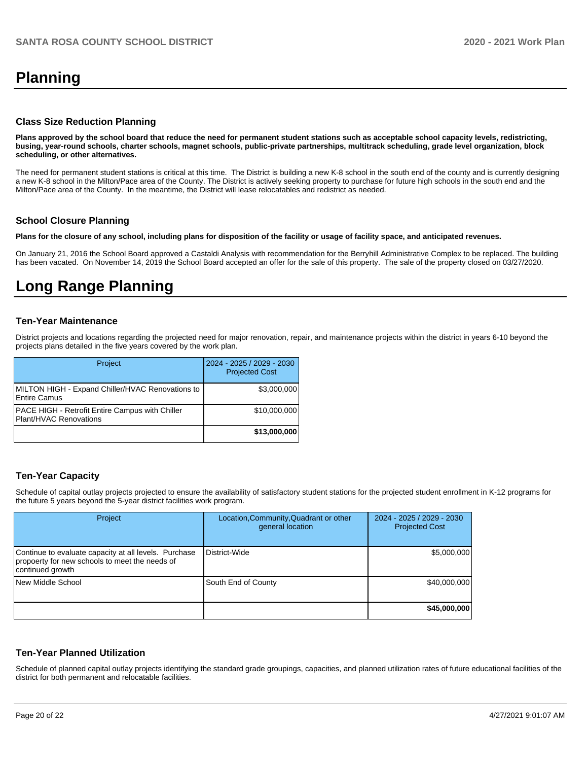# Planning

## Class Size Reduction Planning

**Plans approved by the school board that reduce the need for permanent student stations such as acceptable school capacity levels, redistricting, busing, year-round schools, charter schools, magnet schools, public-private partnerships, multitrack scheduling, grade level organization, block scheduling, or other alternatives.**

The need for permanent student stations is critical at this time. The District is building a new K-8 school in the south end of the county and is currently designing a new K-8 school in the Milton/Pace area of the County. The District is actively seeking property to purchase for future high schools in the south end and the Milton/Pace area of the County. In the meantime, the District will lease relocatables and redistrict as needed.

## School Closure Planning

**Plans for the closure of any school, including plans for disposition of the facility or usage of facility space, and anticipated revenues.**

On January 21, 2016 the School Board approved a Castaldi Analysis with recommendation for the Berryhill Administrative Complex to be replaced. The building has been vacated. On November 14, 2019 the School Board accepted an offer for the sale of this property. The sale of the property closed on 03/27/2020.

# Long Range Planning

## Ten-Year Maintenance

District projects and locations regarding the projected need for major renovation, repair, and maintenance projects within the district in years 6-10 beyond the projects plans detailed in the five years covered by the work plan.

| Project | 2024 - 2025 / 2029 - 2030 Projected Cost |
|---|---|
| MILTON HIGH - Expand Chiller/HVAC Renovations to Entire Camus | $3,000,000 |
| PACE HIGH - Retrofit Entire Campus with Chiller Plant/HVAC Renovations | $10,000,000 |
| | **$13,000,000** |

## Ten-Year Capacity

Schedule of capital outlay projects projected to ensure the availability of satisfactory student stations for the projected student enrollment in K-12 programs for the future 5 years beyond the 5-year district facilities work program.

| Project | Location,Community,Quadrant or other general location | 2024 - 2025 / 2029 - 2030 Projected Cost |
|---|---|---|
| Continue to evaluate capacity at all levels. Purchase propoerty for new schools to meet the needs of continued growth | District-Wide | $5,000,000 |
| New Middle School | South End of County | $40,000,000 |
| | | **$45,000,000** |

## Ten-Year Planned Utilization

Schedule of planned capital outlay projects identifying the standard grade groupings, capacities, and planned utilization rates of future educational facilities of the district for both permanent and relocatable facilities.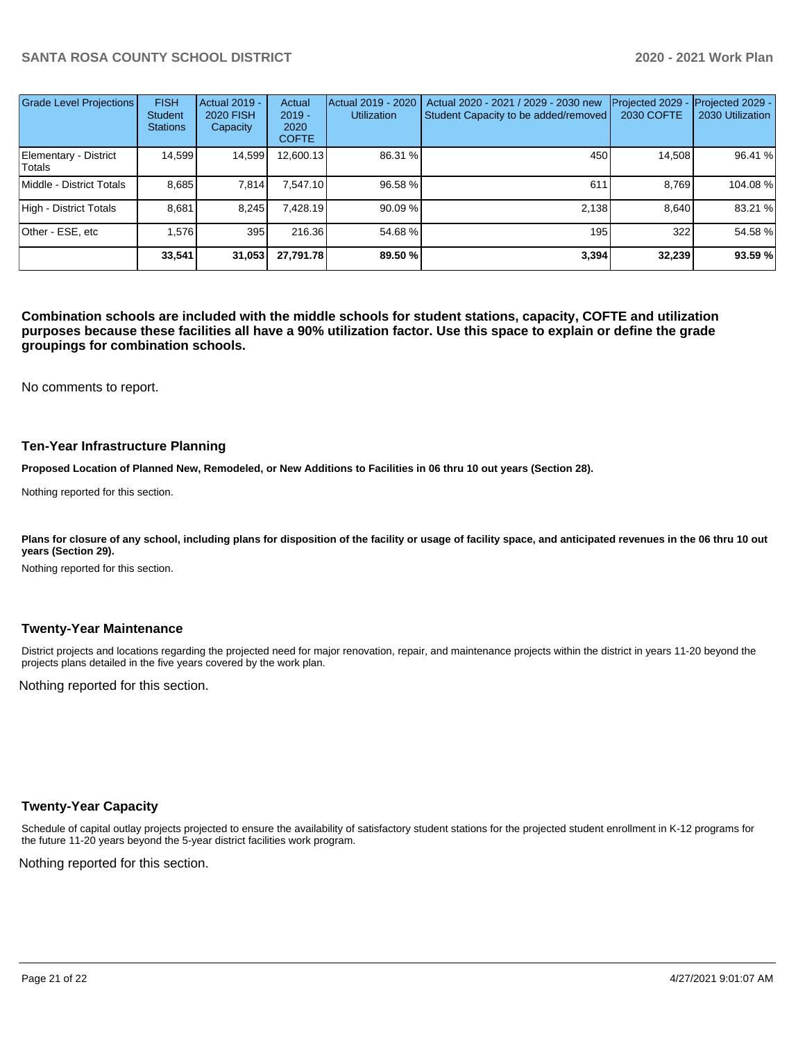| Grade Level Projections | FISH Student Stations | Actual 2019 - 2020 FISH Capacity | Actual 2019 - 2020 COFTE | Actual 2019 - 2020 Utilization | Actual 2020 - 2021 / 2029 - 2030 new Student Capacity to be added/removed | Projected 2029 - 2030 COFTE | Projected 2029 - 2030 Utilization |
|---|---|---|---|---|---|---|---|
| Elementary - District Totals | 14,599 | 14,599 | 12,600.13 | 86.31 % | 450 | 14,508 | 96.41 % |
| Middle - District Totals | 8,685 | 7,814 | 7,547.10 | 96.58 % | 611 | 8,769 | 104.08 % |
| High - District Totals | 8,681 | 8,245 | 7,428.19 | 90.09 % | 2,138 | 8,640 | 83.21 % |
| Other - ESE, etc | 1,576 | 395 | 216.36 | 54.68 % | 195 | 322 | 54.58 % |
| | **33,541** | **31,053** | **27,791.78** | **89.50 %** | **3,394** | **32,239** | **93.59 %** |

**Combination schools are included with the middle schools for student stations, capacity, COFTE and utilization purposes because these facilities all have a 90% utilization factor. Use this space to explain or define the grade groupings for combination schools.**

No comments to report.

## Ten-Year Infrastructure Planning

**Proposed Location of Planned New, Remodeled, or New Additions to Facilities in 06 thru 10 out years (Section 28).**

Nothing reported for this section.

**Plans for closure of any school, including plans for disposition of the facility or usage of facility space, and anticipated revenues in the 06 thru 10 out years (Section 29).**

Nothing reported for this section.

## Twenty-Year Maintenance

District projects and locations regarding the projected need for major renovation, repair, and maintenance projects within the district in years 11-20 beyond the projects plans detailed in the five years covered by the work plan.

Nothing reported for this section.

## Twenty-Year Capacity

Schedule of capital outlay projects projected to ensure the availability of satisfactory student stations for the projected student enrollment in K-12 programs for the future 11-20 years beyond the 5-year district facilities work program.

Nothing reported for this section.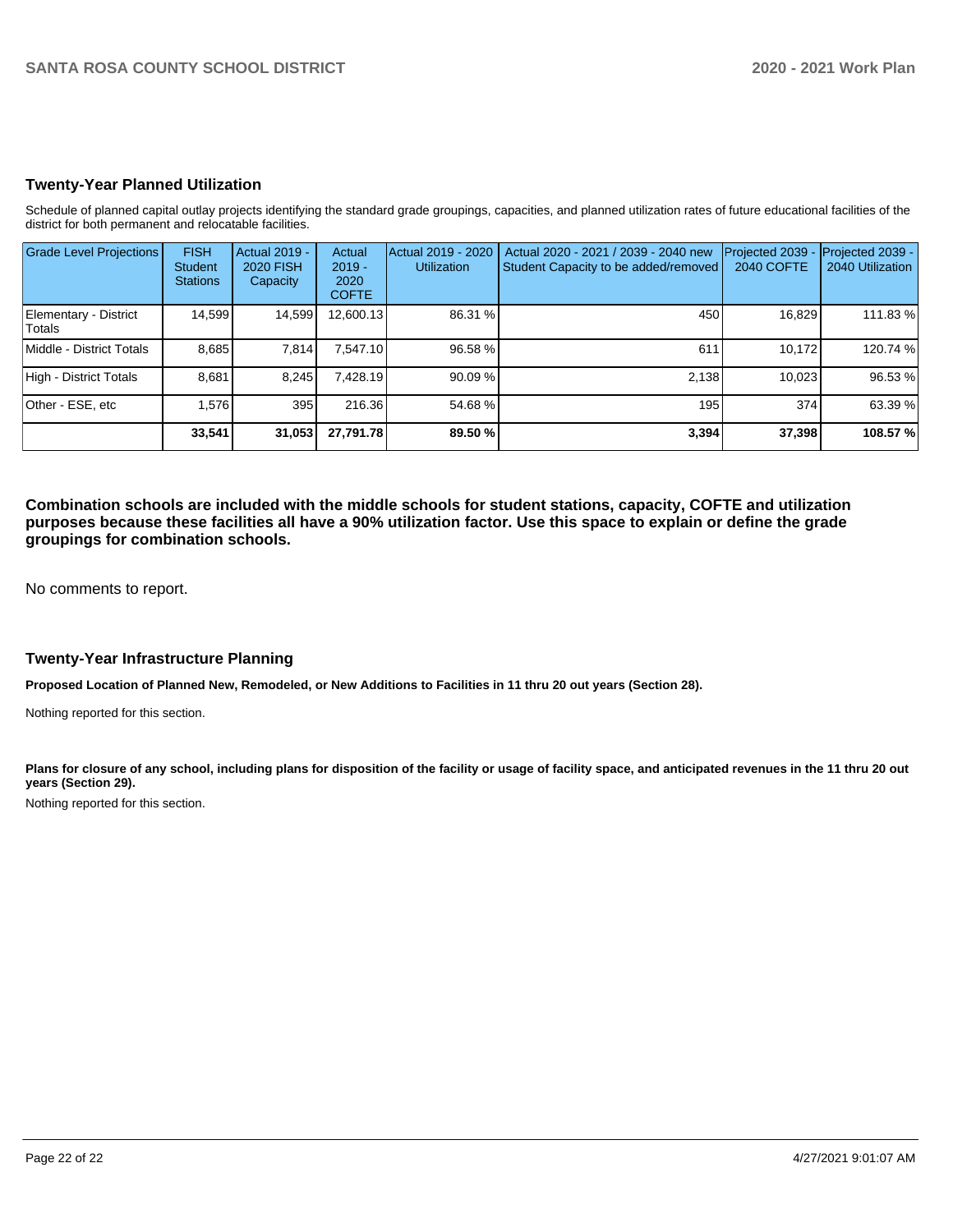## Twenty-Year Planned Utilization

Schedule of planned capital outlay projects identifying the standard grade groupings, capacities, and planned utilization rates of future educational facilities of the district for both permanent and relocatable facilities.

| Grade Level Projections | FISH Student Stations | Actual 2019 - 2020 FISH Capacity | Actual 2019 - 2020 COFTE | Actual 2019 - 2020 Utilization | Actual 2020 - 2021 / 2039 - 2040 new Student Capacity to be added/removed | Projected 2039 - 2040 COFTE | Projected 2039 - 2040 Utilization |
|---|---|---|---|---|---|---|---|
| Elementary - District Totals | 14,599 | 14,599 | 12,600.13 | 86.31 % | 450 | 16,829 | 111.83 % |
| Middle - District Totals | 8,685 | 7,814 | 7,547.10 | 96.58 % | 611 | 10,172 | 120.74 % |
| High - District Totals | 8,681 | 8,245 | 7,428.19 | 90.09 % | 2,138 | 10,023 | 96.53 % |
| Other - ESE, etc | 1,576 | 395 | 216.36 | 54.68 % | 195 | 374 | 63.39 % |
| | **33,541** | **31,053** | **27,791.78** | **89.50 %** | **3,394** | **37,398** | **108.57 %** |

**Combination schools are included with the middle schools for student stations, capacity, COFTE and utilization purposes because these facilities all have a 90% utilization factor. Use this space to explain or define the grade groupings for combination schools.**

No comments to report.

## Twenty-Year Infrastructure Planning

**Proposed Location of Planned New, Remodeled, or New Additions to Facilities in 11 thru 20 out years (Section 28).**

Nothing reported for this section.

**Plans for closure of any school, including plans for disposition of the facility or usage of facility space, and anticipated revenues in the 11 thru 20 out years (Section 29).**

Nothing reported for this section.